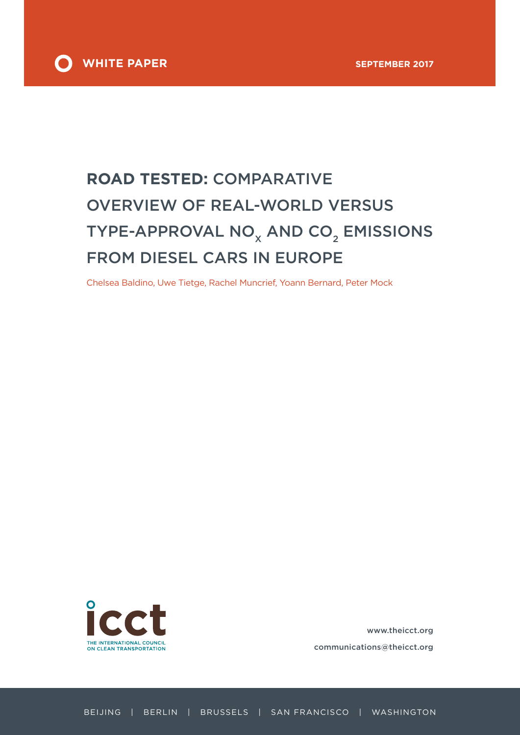WHITE PAPER

SEPTEMBER 2017

# ROAD TESTED: COMPARATIVE OVERVIEW OF REAL-WORLD VERSUS TYPE-APPROVAL $NO_x$ AND $CO_2$ EMISSIONS FROM DIESEL CARS IN EUROPE

Chelsea Baldino, Uwe Tietge, Rachel Muncrief, Yoann Bernard, Peter Mock

THE INTERNATIONAL COUNCIL ON CLEAN TRANSPORTATION

www.theicct.org

communications@theicct.org

BEIJING | BERLIN | BRUSSELS | SAN FRANCISCO | WASHINGTON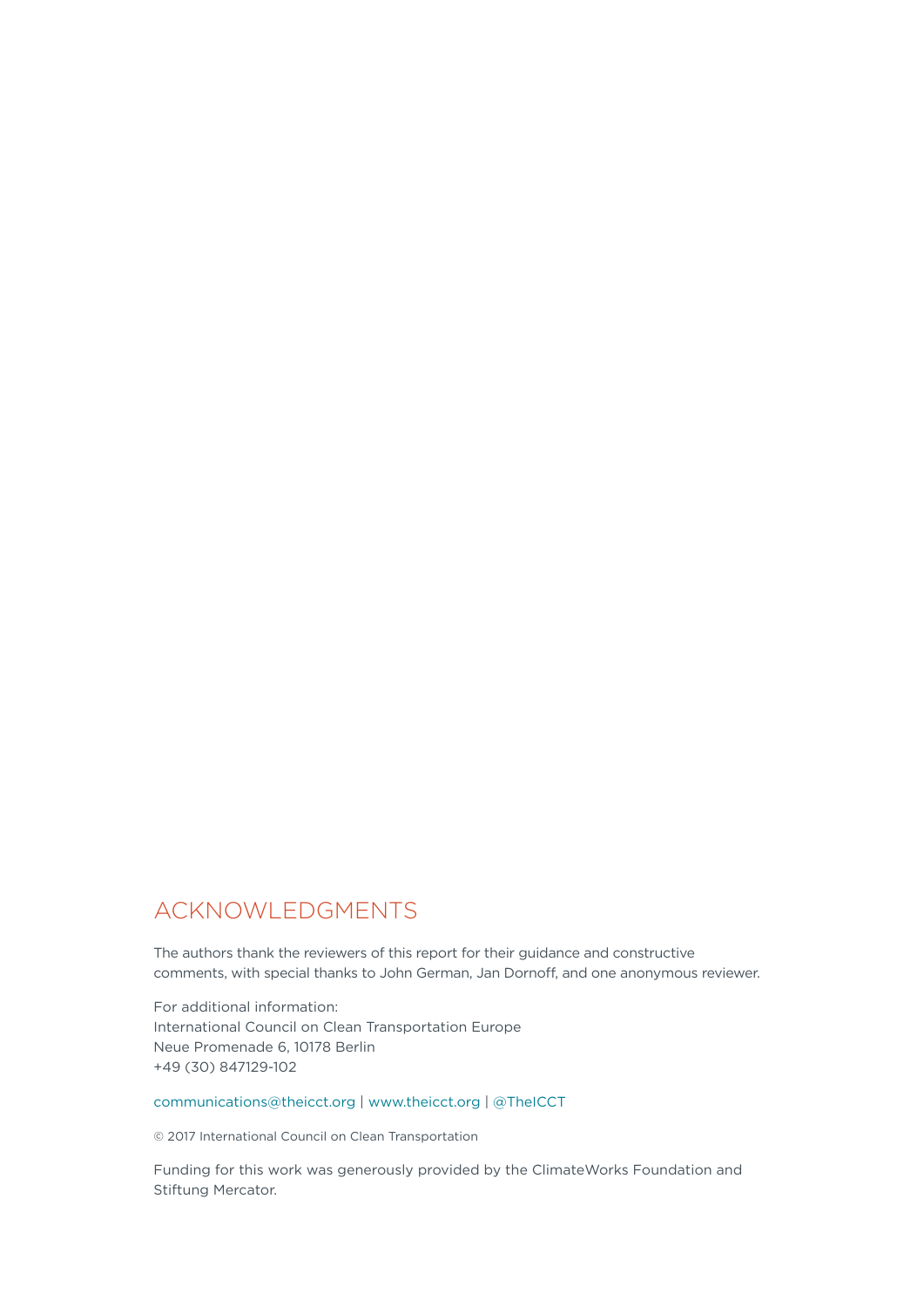## ACKNOWLEDGMENTS

The authors thank the reviewers of this report for their guidance and constructive comments, with special thanks to John German, Jan Dornoff, and one anonymous reviewer.

For additional information:
International Council on Clean Transportation Europe
Neue Promenade 6, 10178 Berlin
+49 (30) 847129-102

communications@theicct.org | www.theicct.org | @TheICCT

© 2017 International Council on Clean Transportation

Funding for this work was generously provided by the ClimateWorks Foundation and Stiftung Mercator.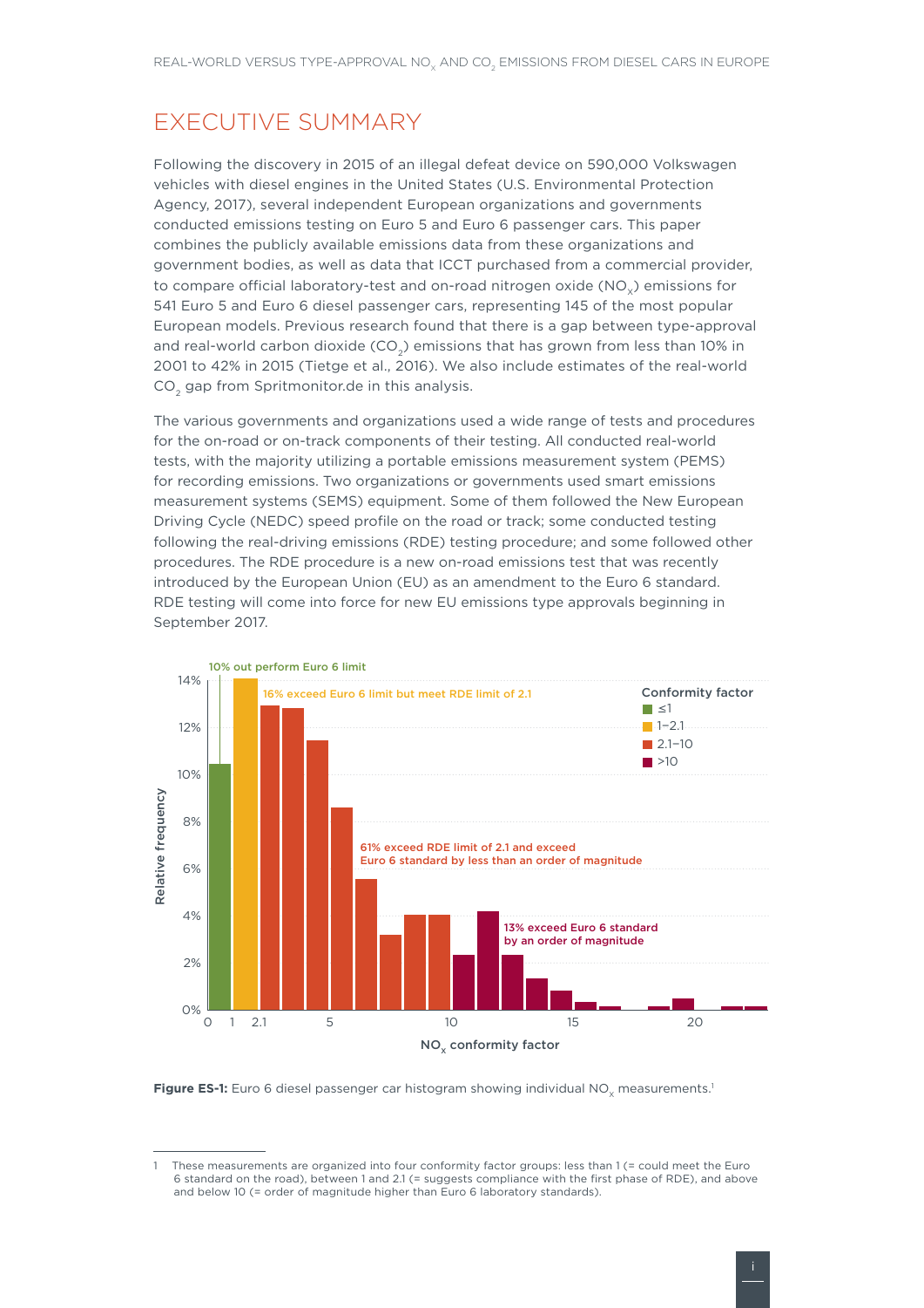# EXECUTIVE SUMMARY

Following the discovery in 2015 of an illegal defeat device on 590,000 Volkswagen vehicles with diesel engines in the United States (U.S. Environmental Protection Agency, 2017), several independent European organizations and governments conducted emissions testing on Euro 5 and Euro 6 passenger cars. This paper combines the publicly available emissions data from these organizations and government bodies, as well as data that ICCT purchased from a commercial provider, to compare official laboratory-test and on-road nitrogen oxide ($NO_x$) emissions for 541 Euro 5 and Euro 6 diesel passenger cars, representing 145 of the most popular European models. Previous research found that there is a gap between type-approval and real-world carbon dioxide ($CO_2$) emissions that has grown from less than 10% in 2001 to 42% in 2015 (Tietge et al., 2016). We also include estimates of the real-world $CO_2$ gap from Spritmonitor.de in this analysis.

The various governments and organizations used a wide range of tests and procedures for the on-road or on-track components of their testing. All conducted real-world tests, with the majority utilizing a portable emissions measurement system (PEMS) for recording emissions. Two organizations or governments used smart emissions measurement systems (SEMS) equipment. Some of them followed the New European Driving Cycle (NEDC) speed profile on the road or track; some conducted testing following the real-driving emissions (RDE) testing procedure; and some followed other procedures. The RDE procedure is a new on-road emissions test that was recently introduced by the European Union (EU) as an amendment to the Euro 6 standard. RDE testing will come into force for new EU emissions type approvals beginning in September 2017.

**Figure ES-1:** Euro 6 diesel passenger car histogram showing individual $NO_x$ measurements.[1]

[1] These measurements are organized into four conformity factor groups: less than 1 (= could meet the Euro 6 standard on the road), between 1 and 2.1 (= suggests compliance with the first phase of RDE), and above and below 10 (= order of magnitude higher than Euro 6 laboratory standards).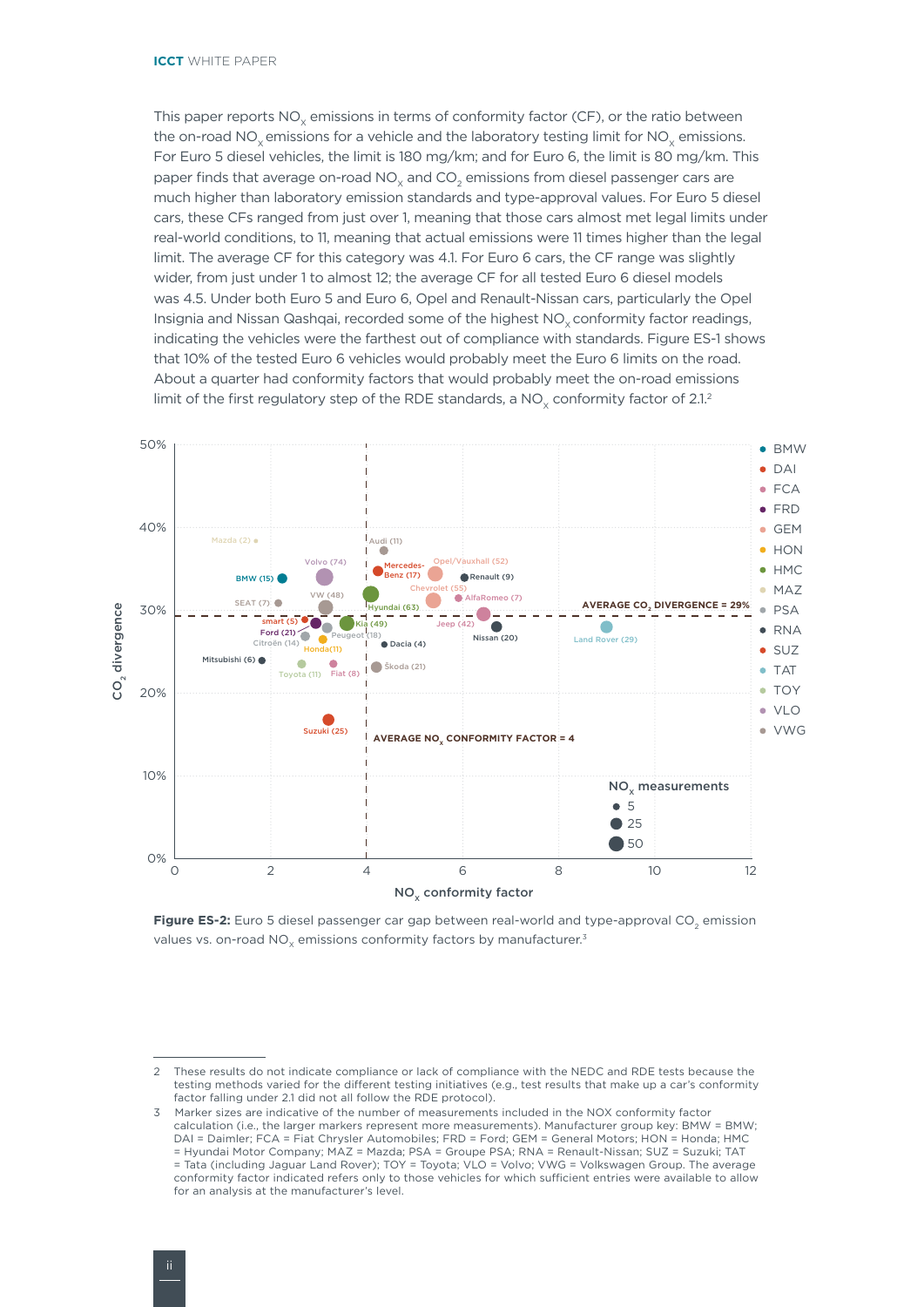This paper reports $NO_x$ emissions in terms of conformity factor (CF), or the ratio between the on-road $NO_x$ emissions for a vehicle and the laboratory testing limit for $NO_x$ emissions. For Euro 5 diesel vehicles, the limit is 180 mg/km; and for Euro 6, the limit is 80 mg/km. This paper finds that average on-road $NO_x$ and $CO_2$ emissions from diesel passenger cars are much higher than laboratory emission standards and type-approval values. For Euro 5 diesel cars, these CFs ranged from just over 1, meaning that those cars almost met legal limits under real-world conditions, to 11, meaning that actual emissions were 11 times higher than the legal limit. The average CF for this category was 4.1. For Euro 6 cars, the CF range was slightly wider, from just under 1 to almost 12; the average CF for all tested Euro 6 diesel models was 4.5. Under both Euro 5 and Euro 6, Opel and Renault-Nissan cars, particularly the Opel Insignia and Nissan Qashqai, recorded some of the highest $NO_x$ conformity factor readings, indicating the vehicles were the farthest out of compliance with standards. Figure ES-1 shows that 10% of the tested Euro 6 vehicles would probably meet the Euro 6 limits on the road. About a quarter had conformity factors that would probably meet the on-road emissions limit of the first regulatory step of the RDE standards, a $NO_x$ conformity factor of 2.1.[2]

**Figure ES-2:** Euro 5 diesel passenger car gap between real-world and type-approval $CO_2$ emission values vs. on-road $NO_x$ emissions conformity factors by manufacturer.[3]

---

2 These results do not indicate compliance or lack of compliance with the NEDC and RDE tests because the testing methods varied for the different testing initiatives (e.g., test results that make up a car's conformity factor falling under 2.1 did not all follow the RDE protocol).

3 Marker sizes are indicative of the number of measurements included in the NOX conformity factor calculation (i.e., the larger markers represent more measurements). Manufacturer group key: BMW = BMW; DAI = Daimler; FCA = Fiat Chrysler Automobiles; FRD = Ford; GEM = General Motors; HON = Honda; HMC = Hyundai Motor Company; MAZ = Mazda; PSA = Groupe PSA; RNA = Renault-Nissan; SUZ = Suzuki; TAT = Tata (including Jaguar Land Rover); TOY = Toyota; VLO = Volvo; VWG = Volkswagen Group. The average conformity factor indicated refers only to those vehicles for which sufficient entries were available to allow for an analysis at the manufacturer's level.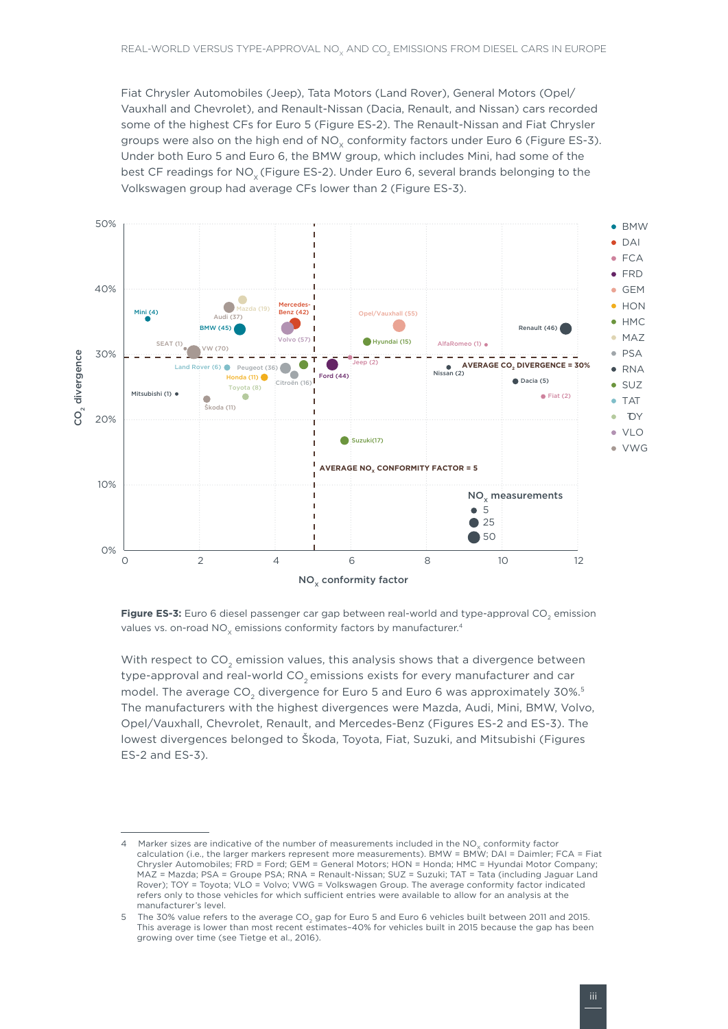Fiat Chrysler Automobiles (Jeep), Tata Motors (Land Rover), General Motors (Opel/Vauxhall and Chevrolet), and Renault-Nissan (Dacia, Renault, and Nissan) cars recorded some of the highest CFs for Euro 5 (Figure ES-2). The Renault-Nissan and Fiat Chrysler groups were also on the high end of $NO_x$ conformity factors under Euro 6 (Figure ES-3). Under both Euro 5 and Euro 6, the BMW group, which includes Mini, had some of the best CF readings for $NO_x$ (Figure ES-2). Under Euro 6, several brands belonging to the Volkswagen group had average CFs lower than 2 (Figure ES-3).

**Figure ES-3:** Euro 6 diesel passenger car gap between real-world and type-approval $CO_2$ emission values vs. on-road $NO_x$ emissions conformity factors by manufacturer.[4]

With respect to $CO_2$ emission values, this analysis shows that a divergence between type-approval and real-world $CO_2$ emissions exists for every manufacturer and car model. The average $CO_2$ divergence for Euro 5 and Euro 6 was approximately 30%.[5] The manufacturers with the highest divergences were Mazda, Audi, Mini, BMW, Volvo, Opel/Vauxhall, Chevrolet, Renault, and Mercedes-Benz (Figures ES-2 and ES-3). The lowest divergences belonged to Škoda, Toyota, Fiat, Suzuki, and Mitsubishi (Figures ES-2 and ES-3).

---

4 Marker sizes are indicative of the number of measurements included in the $NO_x$ conformity factor calculation (i.e., the larger markers represent more measurements). BMW = BMW; DAI = Daimler; FCA = Fiat Chrysler Automobiles; FRD = Ford; GEM = General Motors; HON = Honda; HMC = Hyundai Motor Company; MAZ = Mazda; PSA = Groupe PSA; RNA = Renault-Nissan; SUZ = Suzuki; TAT = Tata (including Jaguar Land Rover); TOY = Toyota; VLO = Volvo; VWG = Volkswagen Group. The average conformity factor indicated refers only to those vehicles for which sufficient entries were available to allow for an analysis at the manufacturer's level.

5 The 30% value refers to the average $CO_2$ gap for Euro 5 and Euro 6 vehicles built between 2011 and 2015. This average is lower than most recent estimates–40% for vehicles built in 2015 because the gap has been growing over time (see Tietge et al., 2016).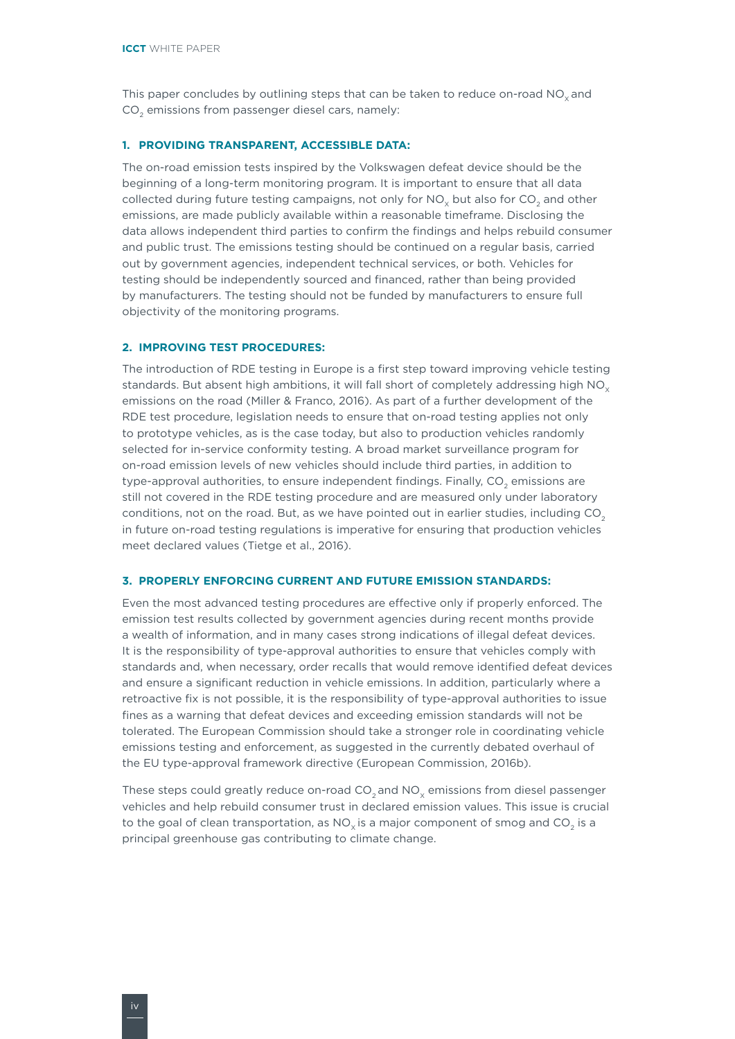This paper concludes by outlining steps that can be taken to reduce on-road $NO_x$ and $CO_2$ emissions from passenger diesel cars, namely:

### 1. PROVIDING TRANSPARENT, ACCESSIBLE DATA:

The on-road emission tests inspired by the Volkswagen defeat device should be the beginning of a long-term monitoring program. It is important to ensure that all data collected during future testing campaigns, not only for $NO_x$ but also for $CO_2$ and other emissions, are made publicly available within a reasonable timeframe. Disclosing the data allows independent third parties to confirm the findings and helps rebuild consumer and public trust. The emissions testing should be continued on a regular basis, carried out by government agencies, independent technical services, or both. Vehicles for testing should be independently sourced and financed, rather than being provided by manufacturers. The testing should not be funded by manufacturers to ensure full objectivity of the monitoring programs.

### 2. IMPROVING TEST PROCEDURES:

The introduction of RDE testing in Europe is a first step toward improving vehicle testing standards. But absent high ambitions, it will fall short of completely addressing high $NO_x$ emissions on the road (Miller & Franco, 2016). As part of a further development of the RDE test procedure, legislation needs to ensure that on-road testing applies not only to prototype vehicles, as is the case today, but also to production vehicles randomly selected for in-service conformity testing. A broad market surveillance program for on-road emission levels of new vehicles should include third parties, in addition to type-approval authorities, to ensure independent findings. Finally, $CO_2$ emissions are still not covered in the RDE testing procedure and are measured only under laboratory conditions, not on the road. But, as we have pointed out in earlier studies, including $CO_2$ in future on-road testing regulations is imperative for ensuring that production vehicles meet declared values (Tietge et al., 2016).

### 3. PROPERLY ENFORCING CURRENT AND FUTURE EMISSION STANDARDS:

Even the most advanced testing procedures are effective only if properly enforced. The emission test results collected by government agencies during recent months provide a wealth of information, and in many cases strong indications of illegal defeat devices. It is the responsibility of type-approval authorities to ensure that vehicles comply with standards and, when necessary, order recalls that would remove identified defeat devices and ensure a significant reduction in vehicle emissions. In addition, particularly where a retroactive fix is not possible, it is the responsibility of type-approval authorities to issue fines as a warning that defeat devices and exceeding emission standards will not be tolerated. The European Commission should take a stronger role in coordinating vehicle emissions testing and enforcement, as suggested in the currently debated overhaul of the EU type-approval framework directive (European Commission, 2016b).

These steps could greatly reduce on-road $CO_2$ and $NO_x$ emissions from diesel passenger vehicles and help rebuild consumer trust in declared emission values. This issue is crucial to the goal of clean transportation, as $NO_x$ is a major component of smog and $CO_2$ is a principal greenhouse gas contributing to climate change.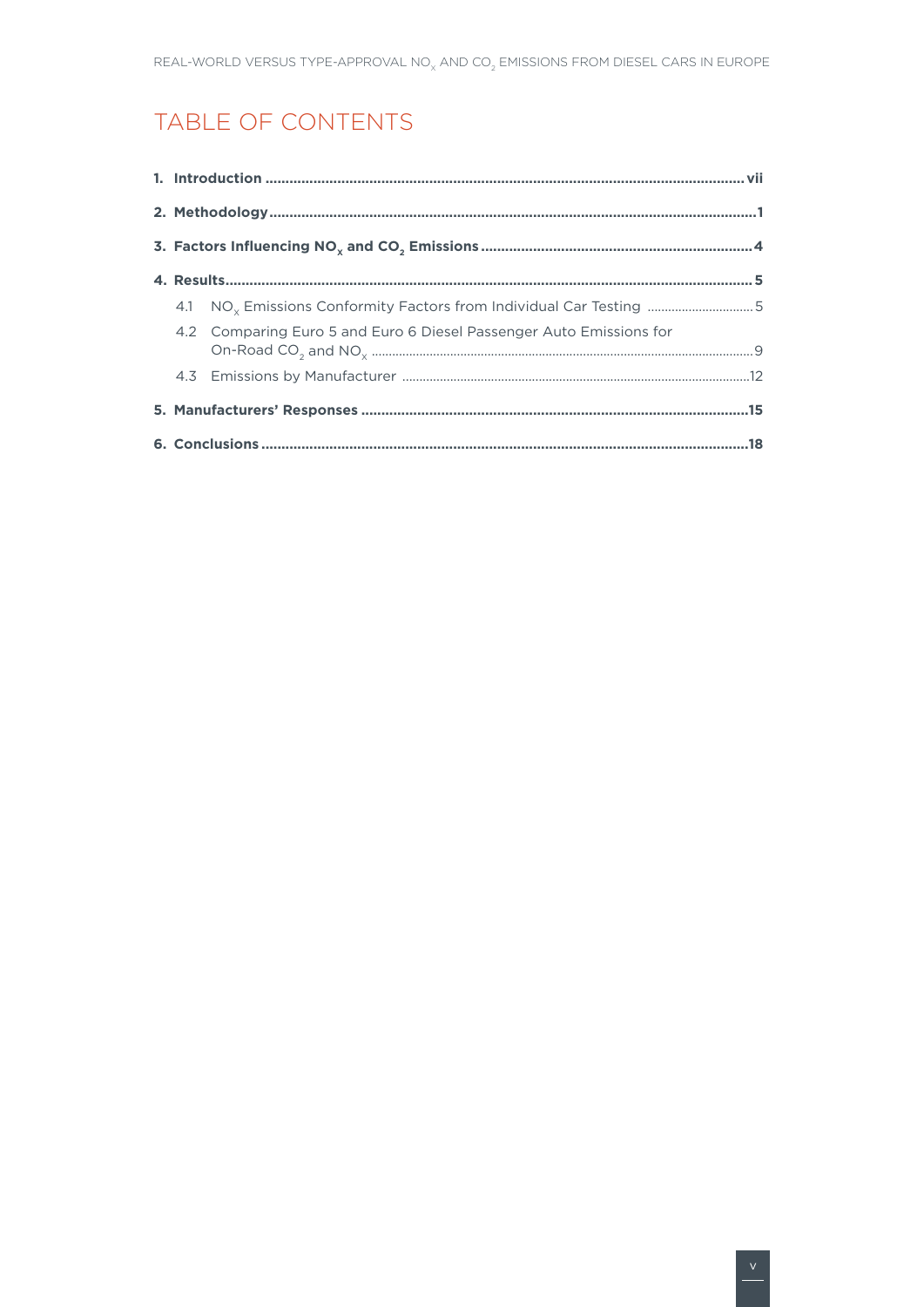# TABLE OF CONTENTS

**1. Introduction** ....................................................................................................................... **vii**

**2. Methodology** ........................................................................................................................ **1**

**3. Factors Influencing $NO_x$ and $CO_2$ Emissions** .................................................................... **4**

**4. Results** .................................................................................................................................. **5**

4.1 $NO_x$ Emissions Conformity Factors from Individual Car Testing ................................ 5

4.2 Comparing Euro 5 and Euro 6 Diesel Passenger Auto Emissions for On-Road $CO_2$ and $NO_x$ ............................................................................................................... 9

4.3 Emissions by Manufacturer ...................................................................................... 12

**5. Manufacturers' Responses** ................................................................................................ **15**

**6. Conclusions** ......................................................................................................................... **18**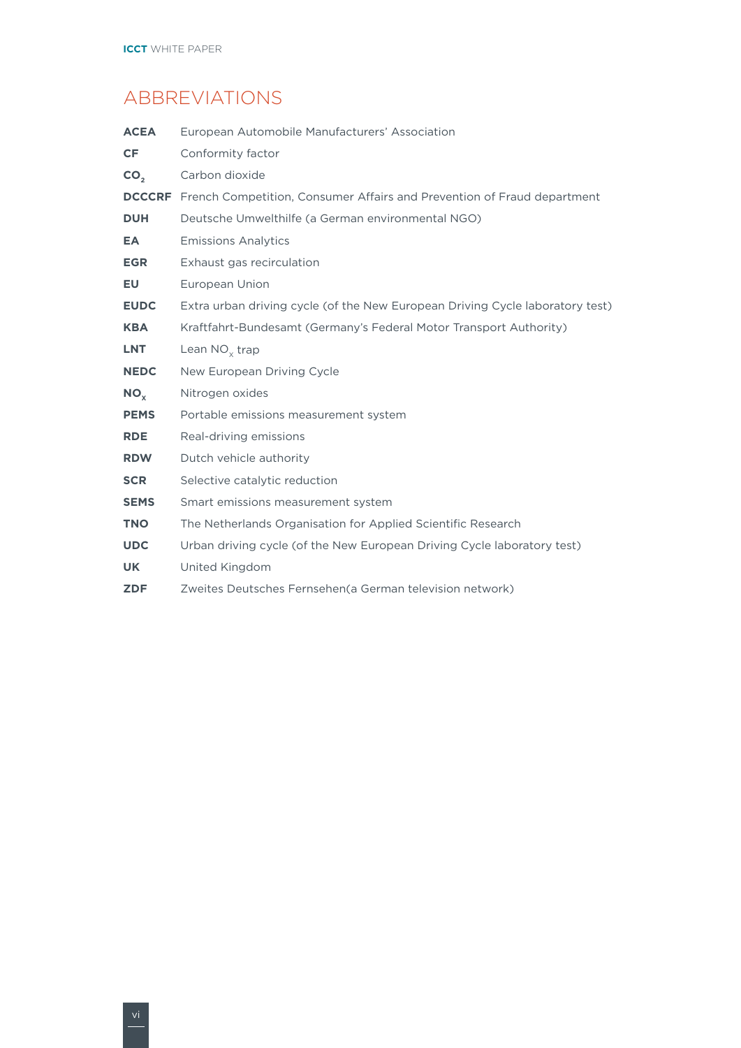# ABBREVIATIONS

**ACEA** European Automobile Manufacturers' Association

**CF** Conformity factor

**$CO_2$** Carbon dioxide

**DCCCRF** French Competition, Consumer Affairs and Prevention of Fraud department

**DUH** Deutsche Umwelthilfe (a German environmental NGO)

**EA** Emissions Analytics

**EGR** Exhaust gas recirculation

**EU** European Union

**EUDC** Extra urban driving cycle (of the New European Driving Cycle laboratory test)

**KBA** Kraftfahrt-Bundesamt (Germany's Federal Motor Transport Authority)

**LNT** Lean $NO_x$ trap

**NEDC** New European Driving Cycle

**$NO_x$** Nitrogen oxides

**PEMS** Portable emissions measurement system

**RDE** Real-driving emissions

**RDW** Dutch vehicle authority

**SCR** Selective catalytic reduction

**SEMS** Smart emissions measurement system

**TNO** The Netherlands Organisation for Applied Scientific Research

**UDC** Urban driving cycle (of the New European Driving Cycle laboratory test)

**UK** United Kingdom

**ZDF** Zweites Deutsches Fernsehen(a German television network)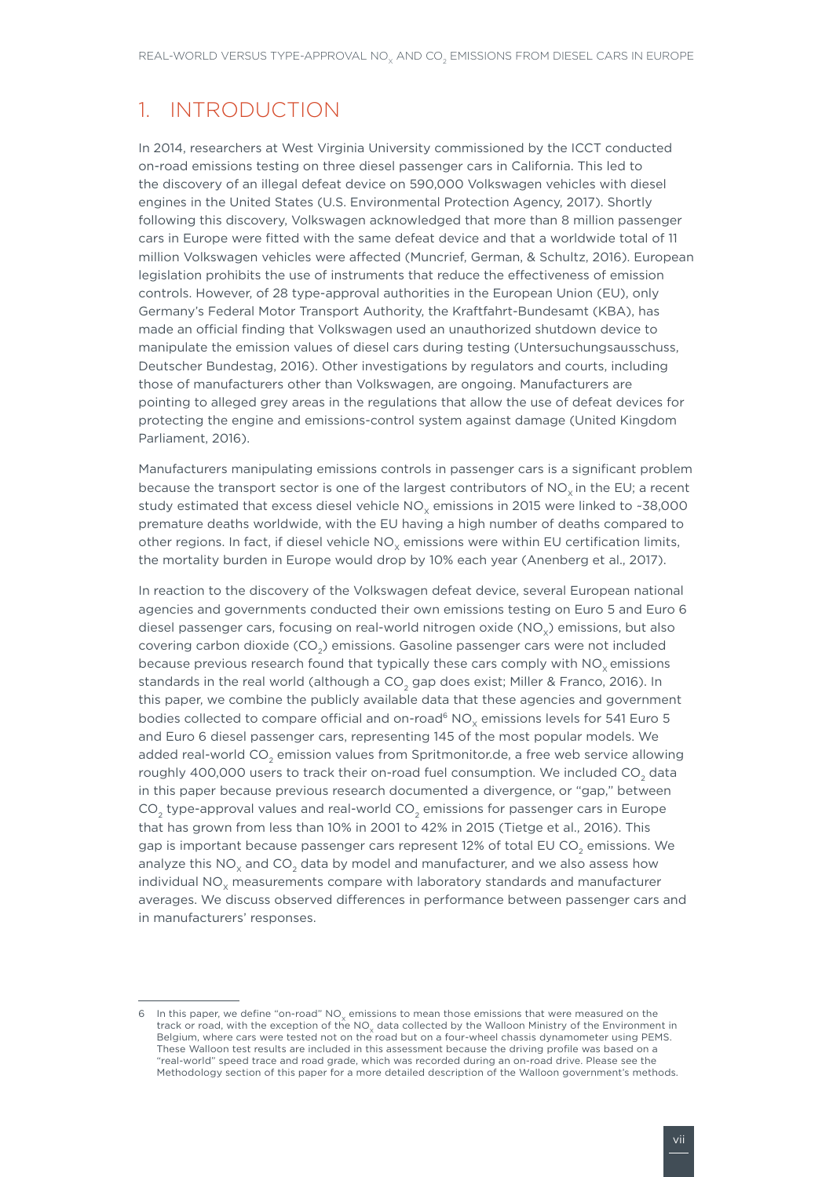# 1. INTRODUCTION

In 2014, researchers at West Virginia University commissioned by the ICCT conducted on-road emissions testing on three diesel passenger cars in California. This led to the discovery of an illegal defeat device on 590,000 Volkswagen vehicles with diesel engines in the United States (U.S. Environmental Protection Agency, 2017). Shortly following this discovery, Volkswagen acknowledged that more than 8 million passenger cars in Europe were fitted with the same defeat device and that a worldwide total of 11 million Volkswagen vehicles were affected (Muncrief, German, & Schultz, 2016). European legislation prohibits the use of instruments that reduce the effectiveness of emission controls. However, of 28 type-approval authorities in the European Union (EU), only Germany's Federal Motor Transport Authority, the Kraftfahrt-Bundesamt (KBA), has made an official finding that Volkswagen used an unauthorized shutdown device to manipulate the emission values of diesel cars during testing (Untersuchungsausschuss, Deutscher Bundestag, 2016). Other investigations by regulators and courts, including those of manufacturers other than Volkswagen, are ongoing. Manufacturers are pointing to alleged grey areas in the regulations that allow the use of defeat devices for protecting the engine and emissions-control system against damage (United Kingdom Parliament, 2016).

Manufacturers manipulating emissions controls in passenger cars is a significant problem because the transport sector is one of the largest contributors of $NO_x$ in the EU; a recent study estimated that excess diesel vehicle $NO_x$ emissions in 2015 were linked to ~38,000 premature deaths worldwide, with the EU having a high number of deaths compared to other regions. In fact, if diesel vehicle $NO_x$ emissions were within EU certification limits, the mortality burden in Europe would drop by 10% each year (Anenberg et al., 2017).

In reaction to the discovery of the Volkswagen defeat device, several European national agencies and governments conducted their own emissions testing on Euro 5 and Euro 6 diesel passenger cars, focusing on real-world nitrogen oxide ($NO_x$) emissions, but also covering carbon dioxide ($CO_2$) emissions. Gasoline passenger cars were not included because previous research found that typically these cars comply with $NO_x$ emissions standards in the real world (although a $CO_2$ gap does exist; Miller & Franco, 2016). In this paper, we combine the publicly available data that these agencies and government bodies collected to compare official and on-road[6] $NO_x$ emissions levels for 541 Euro 5 and Euro 6 diesel passenger cars, representing 145 of the most popular models. We added real-world $CO_2$ emission values from Spritmonitor.de, a free web service allowing roughly 400,000 users to track their on-road fuel consumption. We included $CO_2$ data in this paper because previous research documented a divergence, or "gap," between $CO_2$ type-approval values and real-world $CO_2$ emissions for passenger cars in Europe that has grown from less than 10% in 2001 to 42% in 2015 (Tietge et al., 2016). This gap is important because passenger cars represent 12% of total EU $CO_2$ emissions. We analyze this $NO_x$ and $CO_2$ data by model and manufacturer, and we also assess how individual $NO_x$ measurements compare with laboratory standards and manufacturer averages. We discuss observed differences in performance between passenger cars and in manufacturers' responses.

---

6 In this paper, we define "on-road" $NO_x$ emissions to mean those emissions that were measured on the track or road, with the exception of the $NO_x$ data collected by the Walloon Ministry of the Environment in Belgium, where cars were tested not on the road but on a four-wheel chassis dynamometer using PEMS. These Walloon test results are included in this assessment because the driving profile was based on a "real-world" speed trace and road grade, which was recorded during an on-road drive. Please see the Methodology section of this paper for a more detailed description of the Walloon government's methods.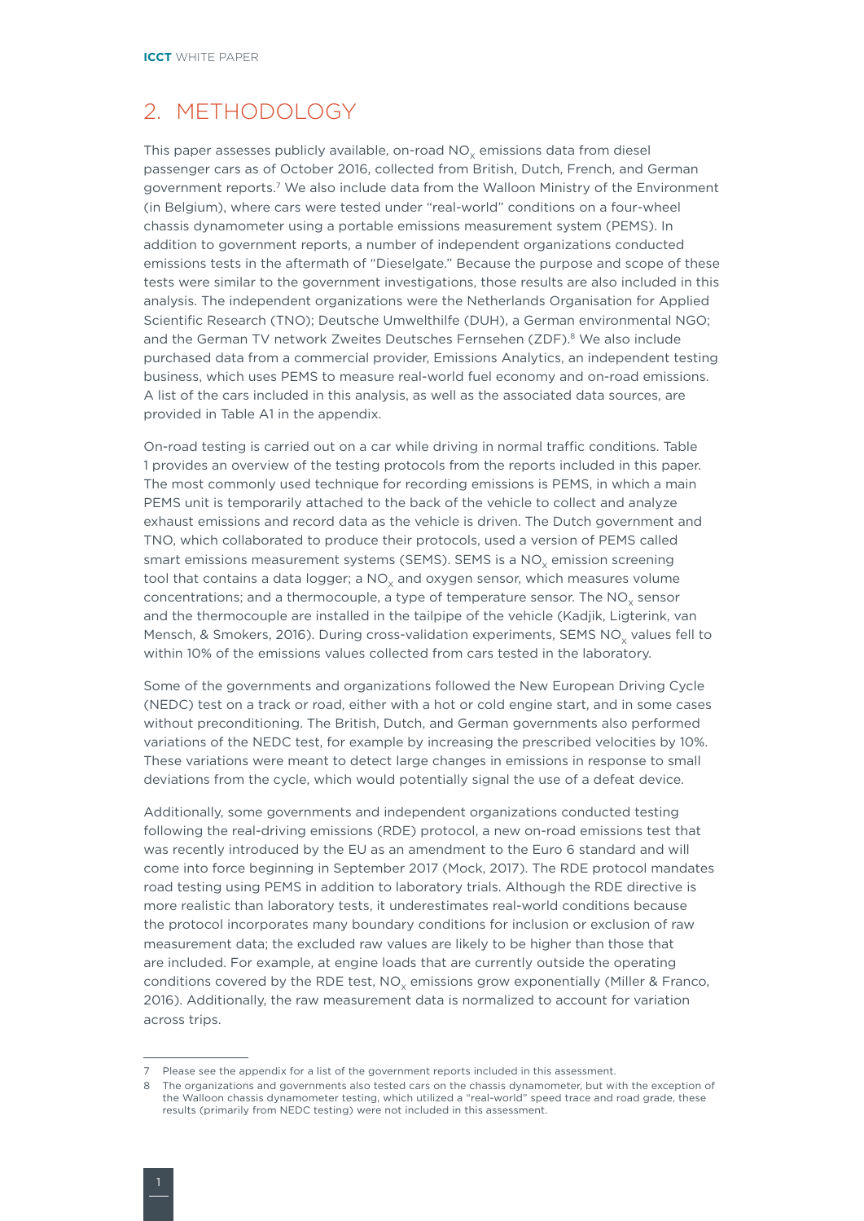## 2. METHODOLOGY

This paper assesses publicly available, on-road $NO_x$ emissions data from diesel passenger cars as of October 2016, collected from British, Dutch, French, and German government reports.[7] We also include data from the Walloon Ministry of the Environment (in Belgium), where cars were tested under "real-world" conditions on a four-wheel chassis dynamometer using a portable emissions measurement system (PEMS). In addition to government reports, a number of independent organizations conducted emissions tests in the aftermath of "Dieselgate." Because the purpose and scope of these tests were similar to the government investigations, those results are also included in this analysis. The independent organizations were the Netherlands Organisation for Applied Scientific Research (TNO); Deutsche Umwelthilfe (DUH), a German environmental NGO; and the German TV network Zweites Deutsches Fernsehen (ZDF).[8] We also include purchased data from a commercial provider, Emissions Analytics, an independent testing business, which uses PEMS to measure real-world fuel economy and on-road emissions. A list of the cars included in this analysis, as well as the associated data sources, are provided in Table A1 in the appendix.

On-road testing is carried out on a car while driving in normal traffic conditions. Table 1 provides an overview of the testing protocols from the reports included in this paper. The most commonly used technique for recording emissions is PEMS, in which a main PEMS unit is temporarily attached to the back of the vehicle to collect and analyze exhaust emissions and record data as the vehicle is driven. The Dutch government and TNO, which collaborated to produce their protocols, used a version of PEMS called smart emissions measurement systems (SEMS). SEMS is a $NO_x$ emission screening tool that contains a data logger; a $NO_x$ and oxygen sensor, which measures volume concentrations; and a thermocouple, a type of temperature sensor. The $NO_x$ sensor and the thermocouple are installed in the tailpipe of the vehicle (Kadjik, Ligterink, van Mensch, & Smokers, 2016). During cross-validation experiments, SEMS $NO_x$ values fell to within 10% of the emissions values collected from cars tested in the laboratory.

Some of the governments and organizations followed the New European Driving Cycle (NEDC) test on a track or road, either with a hot or cold engine start, and in some cases without preconditioning. The British, Dutch, and German governments also performed variations of the NEDC test, for example by increasing the prescribed velocities by 10%. These variations were meant to detect large changes in emissions in response to small deviations from the cycle, which would potentially signal the use of a defeat device.

Additionally, some governments and independent organizations conducted testing following the real-driving emissions (RDE) protocol, a new on-road emissions test that was recently introduced by the EU as an amendment to the Euro 6 standard and will come into force beginning in September 2017 (Mock, 2017). The RDE protocol mandates road testing using PEMS in addition to laboratory trials. Although the RDE directive is more realistic than laboratory tests, it underestimates real-world conditions because the protocol incorporates many boundary conditions for inclusion or exclusion of raw measurement data; the excluded raw values are likely to be higher than those that are included. For example, at engine loads that are currently outside the operating conditions covered by the RDE test, $NO_x$ emissions grow exponentially (Miller & Franco, 2016). Additionally, the raw measurement data is normalized to account for variation across trips.

---

7 Please see the appendix for a list of the government reports included in this assessment.

8 The organizations and governments also tested cars on the chassis dynamometer, but with the exception of the Walloon chassis dynamometer testing, which utilized a "real-world" speed trace and road grade, these results (primarily from NEDC testing) were not included in this assessment.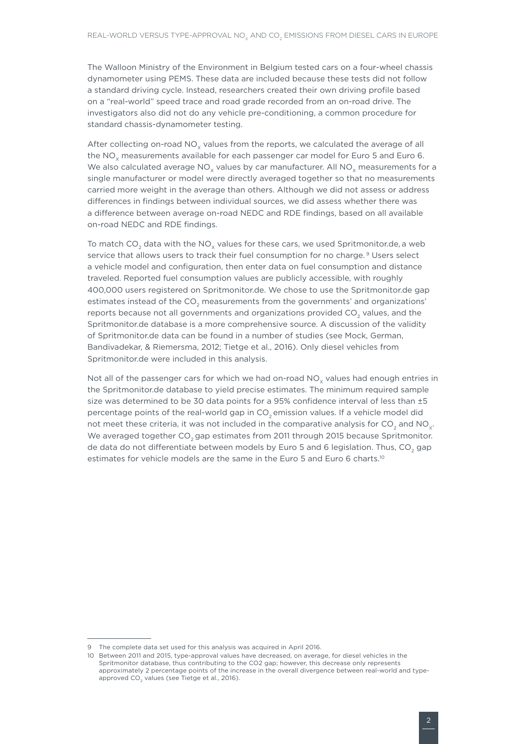The Walloon Ministry of the Environment in Belgium tested cars on a four-wheel chassis dynamometer using PEMS. These data are included because these tests did not follow a standard driving cycle. Instead, researchers created their own driving profile based on a "real-world" speed trace and road grade recorded from an on-road drive. The investigators also did not do any vehicle pre-conditioning, a common procedure for standard chassis-dynamometer testing.

After collecting on-road $NO_x$ values from the reports, we calculated the average of all the $NO_x$ measurements available for each passenger car model for Euro 5 and Euro 6. We also calculated average $NO_x$ values by car manufacturer. All $NO_x$ measurements for a single manufacturer or model were directly averaged together so that no measurements carried more weight in the average than others. Although we did not assess or address differences in findings between individual sources, we did assess whether there was a difference between average on-road NEDC and RDE findings, based on all available on-road NEDC and RDE findings.

To match $CO_2$ data with the $NO_x$ values for these cars, we used Spritmonitor.de, a web service that allows users to track their fuel consumption for no charge.[9] Users select a vehicle model and configuration, then enter data on fuel consumption and distance traveled. Reported fuel consumption values are publicly accessible, with roughly 400,000 users registered on Spritmonitor.de. We chose to use the Spritmonitor.de gap estimates instead of the $CO_2$ measurements from the governments' and organizations' reports because not all governments and organizations provided $CO_2$ values, and the Spritmonitor.de database is a more comprehensive source. A discussion of the validity of Spritmonitor.de data can be found in a number of studies (see Mock, German, Bandivadekar, & Riemersma, 2012; Tietge et al., 2016). Only diesel vehicles from Spritmonitor.de were included in this analysis.

Not all of the passenger cars for which we had on-road $NO_x$ values had enough entries in the Spritmonitor.de database to yield precise estimates. The minimum required sample size was determined to be 30 data points for a 95% confidence interval of less than ±5 percentage points of the real-world gap in $CO_2$ emission values. If a vehicle model did not meet these criteria, it was not included in the comparative analysis for $CO_2$ and $NO_x$. We averaged together $CO_2$ gap estimates from 2011 through 2015 because Spritmonitor.de data do not differentiate between models by Euro 5 and 6 legislation. Thus, $CO_2$ gap estimates for vehicle models are the same in the Euro 5 and Euro 6 charts.[10]

---

9 The complete data set used for this analysis was acquired in April 2016.

10 Between 2011 and 2015, type-approval values have decreased, on average, for diesel vehicles in the Spritmonitor database, thus contributing to the CO2 gap; however, this decrease only represents approximately 2 percentage points of the increase in the overall divergence between real-world and type-approved $CO_2$ values (see Tietge et al., 2016).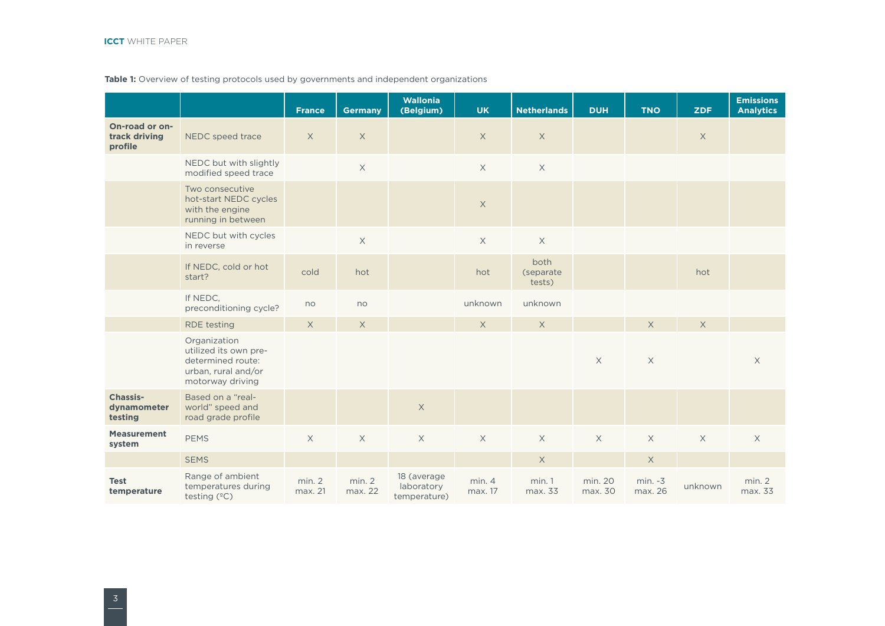**Table 1:** Overview of testing protocols used by governments and independent organizations

| | | France | Germany | Wallonia (Belgium) | UK | Netherlands | DUH | TNO | ZDF | Emissions Analytics |
|---|---|---|---|---|---|---|---|---|---|---|
| **On-road or on-track driving profile** | NEDC speed trace | X | X | | X | X | | | X | |
| | NEDC but with slightly modified speed trace | | X | | X | X | | | | |
| | Two consecutive hot-start NEDC cycles with the engine running in between | | | | X | | | | | |
| | NEDC but with cycles in reverse | | X | | X | X | | | | |
| | If NEDC, cold or hot start? | cold | hot | | hot | both (separate tests) | | | hot | |
| | If NEDC, preconditioning cycle? | no | no | | unknown | unknown | | | | |
| | RDE testing | X | X | | X | X | | X | X | |
| | Organization utilized its own pre-determined route: urban, rural and/or motorway driving | | | | | | X | X | | X |
| **Chassis-dynamometer testing** | Based on a “real-world” speed and road grade profile | | | X | | | | | | |
| **Measurement system** | PEMS | X | X | X | X | X | X | X | X | X |
| | SEMS | | | | | X | | X | | |
| **Test temperature** | Range of ambient temperatures during testing (°C) | min. 2 max. 21 | min. 2 max. 22 | 18 (average laboratory temperature) | min. 4 max. 17 | min. 1 max. 33 | min. 20 max. 30 | min. -3 max. 26 | unknown | min. 2 max. 33 |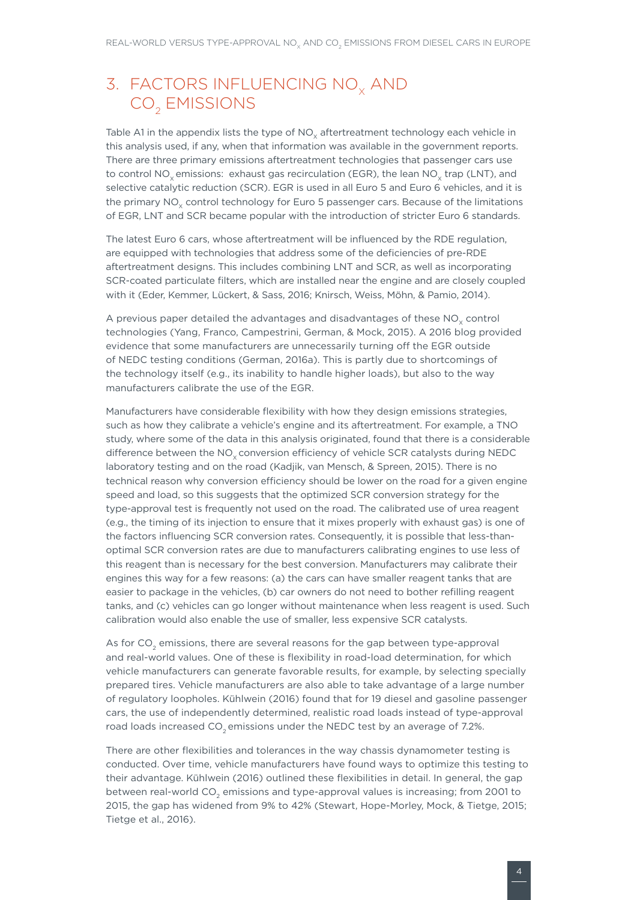# 3. FACTORS INFLUENCING $NO_x$ AND $CO_2$ EMISSIONS

Table A1 in the appendix lists the type of $NO_x$ aftertreatment technology each vehicle in this analysis used, if any, when that information was available in the government reports. There are three primary emissions aftertreatment technologies that passenger cars use to control $NO_x$ emissions: exhaust gas recirculation (EGR), the lean $NO_x$ trap (LNT), and selective catalytic reduction (SCR). EGR is used in all Euro 5 and Euro 6 vehicles, and it is the primary $NO_x$ control technology for Euro 5 passenger cars. Because of the limitations of EGR, LNT and SCR became popular with the introduction of stricter Euro 6 standards.

The latest Euro 6 cars, whose aftertreatment will be influenced by the RDE regulation, are equipped with technologies that address some of the deficiencies of pre-RDE aftertreatment designs. This includes combining LNT and SCR, as well as incorporating SCR-coated particulate filters, which are installed near the engine and are closely coupled with it (Eder, Kemmer, Lückert, & Sass, 2016; Knirsch, Weiss, Möhn, & Pamio, 2014).

A previous paper detailed the advantages and disadvantages of these $NO_x$ control technologies (Yang, Franco, Campestrini, German, & Mock, 2015). A 2016 blog provided evidence that some manufacturers are unnecessarily turning off the EGR outside of NEDC testing conditions (German, 2016a). This is partly due to shortcomings of the technology itself (e.g., its inability to handle higher loads), but also to the way manufacturers calibrate the use of the EGR.

Manufacturers have considerable flexibility with how they design emissions strategies, such as how they calibrate a vehicle's engine and its aftertreatment. For example, a TNO study, where some of the data in this analysis originated, found that there is a considerable difference between the $NO_x$ conversion efficiency of vehicle SCR catalysts during NEDC laboratory testing and on the road (Kadjik, van Mensch, & Spreen, 2015). There is no technical reason why conversion efficiency should be lower on the road for a given engine speed and load, so this suggests that the optimized SCR conversion strategy for the type-approval test is frequently not used on the road. The calibrated use of urea reagent (e.g., the timing of its injection to ensure that it mixes properly with exhaust gas) is one of the factors influencing SCR conversion rates. Consequently, it is possible that less-than-optimal SCR conversion rates are due to manufacturers calibrating engines to use less of this reagent than is necessary for the best conversion. Manufacturers may calibrate their engines this way for a few reasons: (a) the cars can have smaller reagent tanks that are easier to package in the vehicles, (b) car owners do not need to bother refilling reagent tanks, and (c) vehicles can go longer without maintenance when less reagent is used. Such calibration would also enable the use of smaller, less expensive SCR catalysts.

As for $CO_2$ emissions, there are several reasons for the gap between type-approval and real-world values. One of these is flexibility in road-load determination, for which vehicle manufacturers can generate favorable results, for example, by selecting specially prepared tires. Vehicle manufacturers are also able to take advantage of a large number of regulatory loopholes. Kühlwein (2016) found that for 19 diesel and gasoline passenger cars, the use of independently determined, realistic road loads instead of type-approval road loads increased $CO_2$ emissions under the NEDC test by an average of 7.2%.

There are other flexibilities and tolerances in the way chassis dynamometer testing is conducted. Over time, vehicle manufacturers have found ways to optimize this testing to their advantage. Kühlwein (2016) outlined these flexibilities in detail. In general, the gap between real-world $CO_2$ emissions and type-approval values is increasing; from 2001 to 2015, the gap has widened from 9% to 42% (Stewart, Hope-Morley, Mock, & Tietge, 2015; Tietge et al., 2016).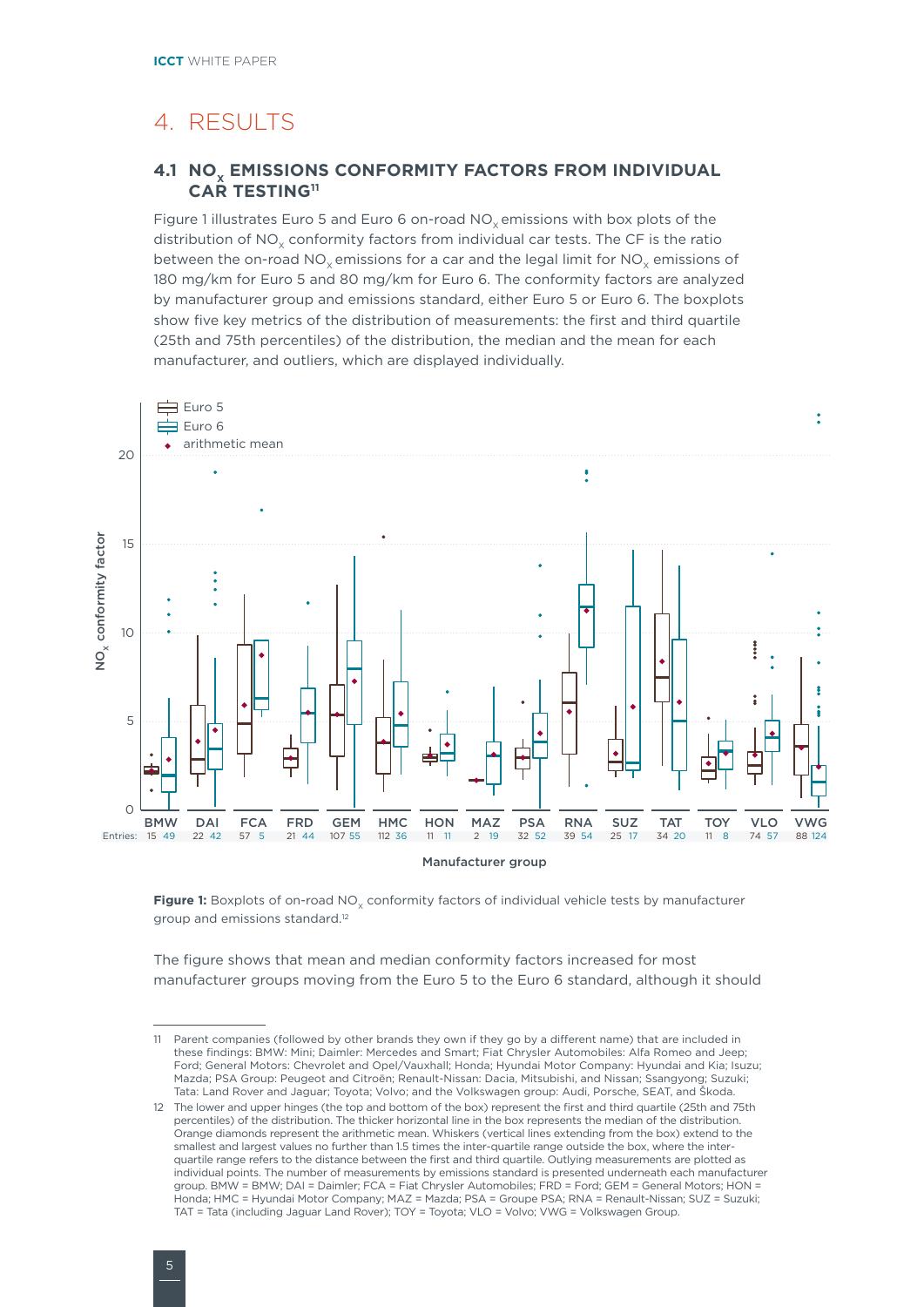# 4. RESULTS

## 4.1 $NO_x$ EMISSIONS CONFORMITY FACTORS FROM INDIVIDUAL CAR TESTING[11]

Figure 1 illustrates Euro 5 and Euro 6 on-road $NO_x$ emissions with box plots of the distribution of $NO_x$ conformity factors from individual car tests. The CF is the ratio between the on-road $NO_x$ emissions for a car and the legal limit for $NO_x$ emissions of 180 mg/km for Euro 5 and 80 mg/km for Euro 6. The conformity factors are analyzed by manufacturer group and emissions standard, either Euro 5 or Euro 6. The boxplots show five key metrics of the distribution of measurements: the first and third quartile (25th and 75th percentiles) of the distribution, the median and the mean for each manufacturer, and outliers, which are displayed individually.

**Figure 1:** Boxplots of on-road $NO_x$ conformity factors of individual vehicle tests by manufacturer group and emissions standard.[12]

The figure shows that mean and median conformity factors increased for most manufacturer groups moving from the Euro 5 to the Euro 6 standard, although it should

---

11 Parent companies (followed by other brands they own if they go by a different name) that are included in these findings: BMW: Mini; Daimler: Mercedes and Smart; Fiat Chrysler Automobiles: Alfa Romeo and Jeep; Ford; General Motors: Chevrolet and Opel/Vauxhall; Honda; Hyundai Motor Company: Hyundai and Kia; Isuzu; Mazda; PSA Group: Peugeot and Citroën; Renault-Nissan: Dacia, Mitsubishi, and Nissan; Ssangyong; Suzuki; Tata: Land Rover and Jaguar; Toyota; Volvo; and the Volkswagen group: Audi, Porsche, SEAT, and Škoda.

12 The lower and upper hinges (the top and bottom of the box) represent the first and third quartile (25th and 75th percentiles) of the distribution. The thicker horizontal line in the box represents the median of the distribution. Orange diamonds represent the arithmetic mean. Whiskers (vertical lines extending from the box) extend to the smallest and largest values no further than 1.5 times the inter-quartile range outside the box, where the inter-quartile range refers to the distance between the first and third quartile. Outlying measurements are plotted as individual points. The number of measurements by emissions standard is presented underneath each manufacturer group. BMW = BMW; DAI = Daimler; FCA = Fiat Chrysler Automobiles; FRD = Ford; GEM = General Motors; HON = Honda; HMC = Hyundai Motor Company; MAZ = Mazda; PSA = Groupe PSA; RNA = Renault-Nissan; SUZ = Suzuki; TAT = Tata (including Jaguar Land Rover); TOY = Toyota; VLO = Volvo; VWG = Volkswagen Group.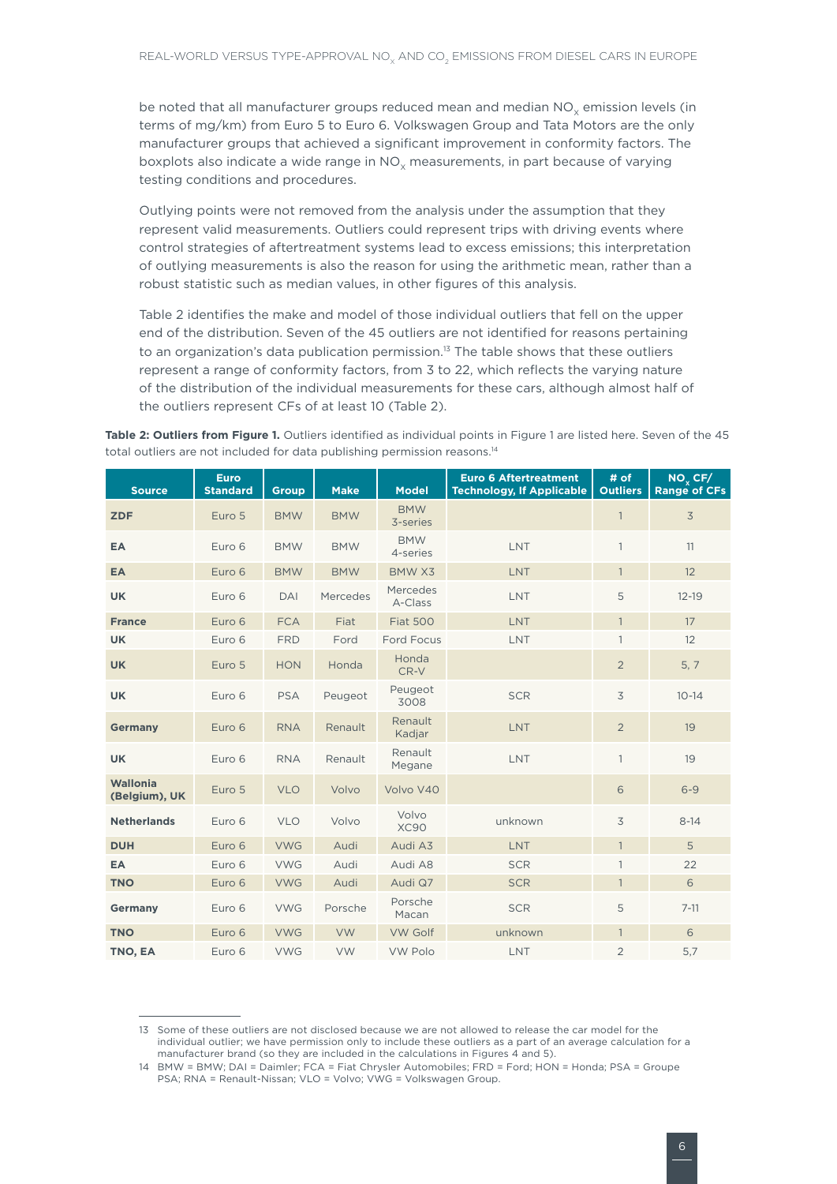be noted that all manufacturer groups reduced mean and median $NO_x$ emission levels (in terms of mg/km) from Euro 5 to Euro 6. Volkswagen Group and Tata Motors are the only manufacturer groups that achieved a significant improvement in conformity factors. The boxplots also indicate a wide range in $NO_x$ measurements, in part because of varying testing conditions and procedures.

Outlying points were not removed from the analysis under the assumption that they represent valid measurements. Outliers could represent trips with driving events where control strategies of aftertreatment systems lead to excess emissions; this interpretation of outlying measurements is also the reason for using the arithmetic mean, rather than a robust statistic such as median values, in other figures of this analysis.

Table 2 identifies the make and model of those individual outliers that fell on the upper end of the distribution. Seven of the 45 outliers are not identified for reasons pertaining to an organization's data publication permission.[13] The table shows that these outliers represent a range of conformity factors, from 3 to 22, which reflects the varying nature of the distribution of the individual measurements for these cars, although almost half of the outliers represent CFs of at least 10 (Table 2).

**Table 2: Outliers from Figure 1.** Outliers identified as individual points in Figure 1 are listed here. Seven of the 45 total outliers are not included for data publishing permission reasons.[14]

| Source | Euro Standard | Group | Make | Model | Euro 6 Aftertreatment Technology, If Applicable | # of Outliers | $NO_x$ CF/ Range of CFs |
|---|---|---|---|---|---|---|---|
| **ZDF** | Euro 5 | BMW | BMW | BMW 3-series | | 1 | 3 |
| **EA** | Euro 6 | BMW | BMW | BMW 4-series | LNT | 1 | 11 |
| **EA** | Euro 6 | BMW | BMW | BMW X3 | LNT | 1 | 12 |
| **UK** | Euro 6 | DAI | Mercedes | Mercedes A-Class | LNT | 5 | 12-19 |
| **France** | Euro 6 | FCA | Fiat | Fiat 500 | LNT | 1 | 17 |
| **UK** | Euro 6 | FRD | Ford | Ford Focus | LNT | 1 | 12 |
| **UK** | Euro 5 | HON | Honda | Honda CR-V | | 2 | 5, 7 |
| **UK** | Euro 6 | PSA | Peugeot | Peugeot 3008 | SCR | 3 | 10-14 |
| **Germany** | Euro 6 | RNA | Renault | Renault Kadjar | LNT | 2 | 19 |
| **UK** | Euro 6 | RNA | Renault | Renault Megane | LNT | 1 | 19 |
| **Wallonia (Belgium), UK** | Euro 5 | VLO | Volvo | Volvo V40 | | 6 | 6-9 |
| **Netherlands** | Euro 6 | VLO | Volvo | Volvo XC90 | unknown | 3 | 8-14 |
| **DUH** | Euro 6 | VWG | Audi | Audi A3 | LNT | 1 | 5 |
| **EA** | Euro 6 | VWG | Audi | Audi A8 | SCR | 1 | 22 |
| **TNO** | Euro 6 | VWG | Audi | Audi Q7 | SCR | 1 | 6 |
| **Germany** | Euro 6 | VWG | Porsche | Porsche Macan | SCR | 5 | 7-11 |
| **TNO** | Euro 6 | VWG | VW | VW Golf | unknown | 1 | 6 |
| **TNO, EA** | Euro 6 | VWG | VW | VW Polo | LNT | 2 | 5,7 |

13 Some of these outliers are not disclosed because we are not allowed to release the car model for the individual outlier; we have permission only to include these outliers as a part of an average calculation for a manufacturer brand (so they are included in the calculations in Figures 4 and 5).

14 BMW = BMW; DAI = Daimler; FCA = Fiat Chrysler Automobiles; FRD = Ford; HON = Honda; PSA = Groupe PSA; RNA = Renault-Nissan; VLO = Volvo; VWG = Volkswagen Group.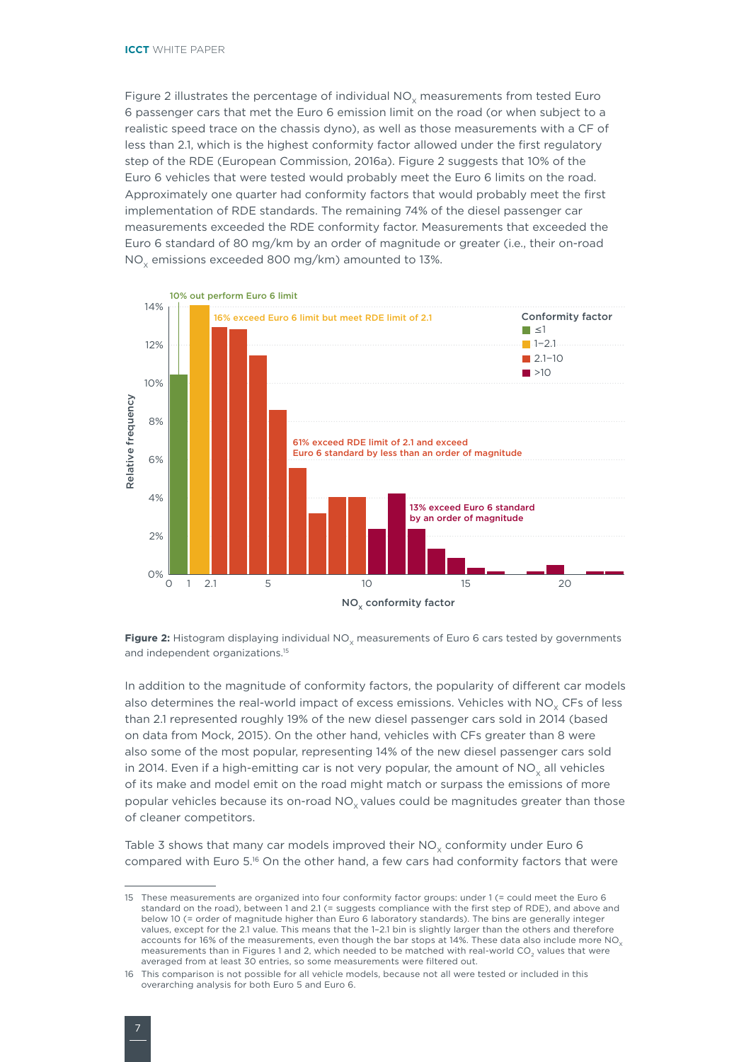Figure 2 illustrates the percentage of individual $NO_x$ measurements from tested Euro 6 passenger cars that met the Euro 6 emission limit on the road (or when subject to a realistic speed trace on the chassis dyno), as well as those measurements with a CF of less than 2.1, which is the highest conformity factor allowed under the first regulatory step of the RDE (European Commission, 2016a). Figure 2 suggests that 10% of the Euro 6 vehicles that were tested would probably meet the Euro 6 limits on the road. Approximately one quarter had conformity factors that would probably meet the first implementation of RDE standards. The remaining 74% of the diesel passenger car measurements exceeded the RDE conformity factor. Measurements that exceeded the Euro 6 standard of 80 mg/km by an order of magnitude or greater (i.e., their on-road $NO_x$ emissions exceeded 800 mg/km) amounted to 13%.

**Figure 2:** Histogram displaying individual $NO_x$ measurements of Euro 6 cars tested by governments and independent organizations.[15]

In addition to the magnitude of conformity factors, the popularity of different car models also determines the real-world impact of excess emissions. Vehicles with $NO_x$ CFs of less than 2.1 represented roughly 19% of the new diesel passenger cars sold in 2014 (based on data from Mock, 2015). On the other hand, vehicles with CFs greater than 8 were also some of the most popular, representing 14% of the new diesel passenger cars sold in 2014. Even if a high-emitting car is not very popular, the amount of $NO_x$ all vehicles of its make and model emit on the road might match or surpass the emissions of more popular vehicles because its on-road $NO_x$ values could be magnitudes greater than those of cleaner competitors.

Table 3 shows that many car models improved their $NO_x$ conformity under Euro 6 compared with Euro 5.[16] On the other hand, a few cars had conformity factors that were

---

15 These measurements are organized into four conformity factor groups: under 1 (= could meet the Euro 6 standard on the road), between 1 and 2.1 (= suggests compliance with the first step of RDE), and above and below 10 (= order of magnitude higher than Euro 6 laboratory standards). The bins are generally integer values, except for the 2.1 value. This means that the 1–2.1 bin is slightly larger than the others and therefore accounts for 16% of the measurements, even though the bar stops at 14%. These data also include more $NO_x$ measurements than in Figures 1 and 2, which needed to be matched with real-world $CO_2$ values that were averaged from at least 30 entries, so some measurements were filtered out.

16 This comparison is not possible for all vehicle models, because not all were tested or included in this overarching analysis for both Euro 5 and Euro 6.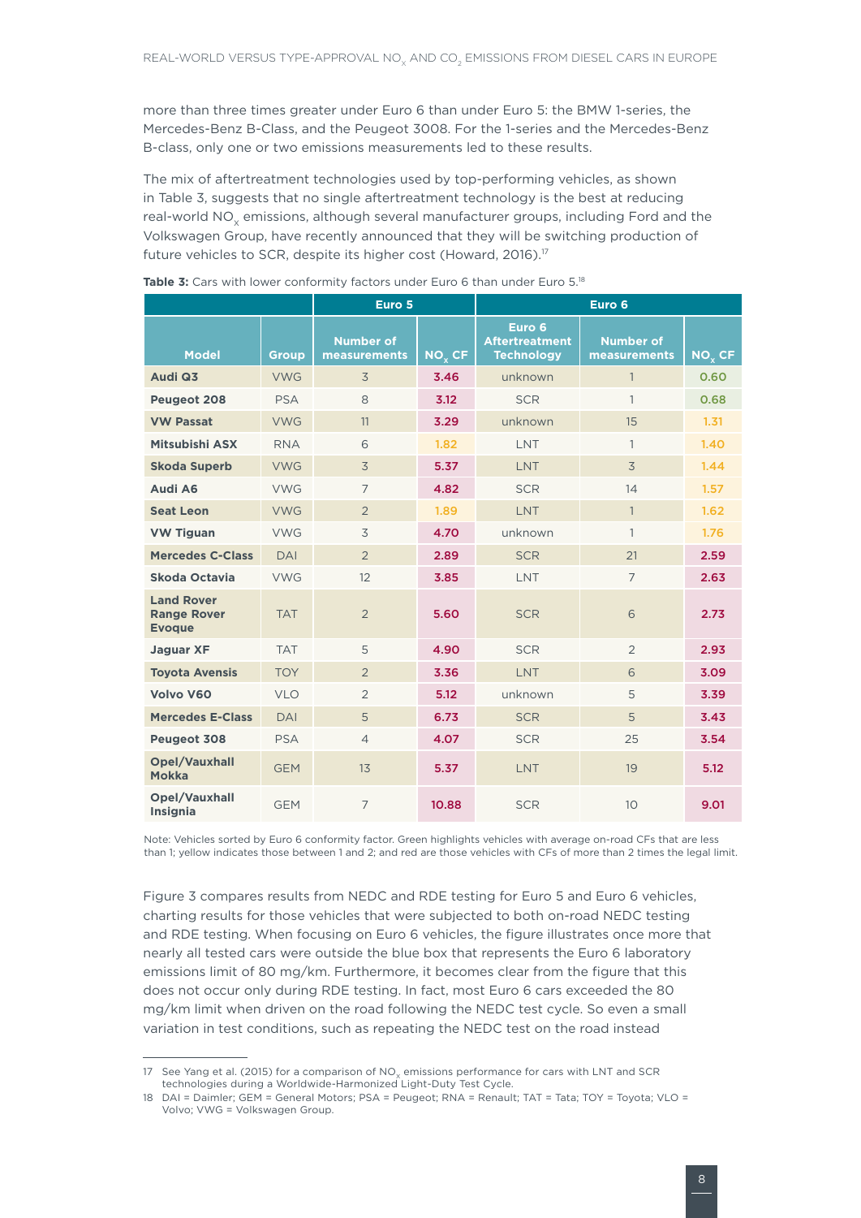more than three times greater under Euro 6 than under Euro 5: the BMW 1-series, the Mercedes-Benz B-Class, and the Peugeot 3008. For the 1-series and the Mercedes-Benz B-class, only one or two emissions measurements led to these results.

The mix of aftertreatment technologies used by top-performing vehicles, as shown in Table 3, suggests that no single aftertreatment technology is the best at reducing real-world $NO_x$ emissions, although several manufacturer groups, including Ford and the Volkswagen Group, have recently announced that they will be switching production of future vehicles to SCR, despite its higher cost (Howard, 2016).[17]

**Table 3:** Cars with lower conformity factors under Euro 6 than under Euro 5.[18]

| | | Euro 5 | | Euro 6 | | |
|---|---|---|---|---|---|---|
| Model | Group | Number of measurements | $NO_x$ CF | Euro 6 Aftertreatment Technology | Number of measurements | $NO_x$ CF |
| **Audi Q3** | VWG | 3 | 3.46 | unknown | 1 | 0.60 |
| **Peugeot 208** | PSA | 8 | 3.12 | SCR | 1 | 0.68 |
| **VW Passat** | VWG | 11 | 3.29 | unknown | 15 | 1.31 |
| **Mitsubishi ASX** | RNA | 6 | 1.82 | LNT | 1 | 1.40 |
| **Skoda Superb** | VWG | 3 | 5.37 | LNT | 3 | 1.44 |
| **Audi A6** | VWG | 7 | 4.82 | SCR | 14 | 1.57 |
| **Seat Leon** | VWG | 2 | 1.89 | LNT | 1 | 1.62 |
| **VW Tiguan** | VWG | 3 | 4.70 | unknown | 1 | 1.76 |
| **Mercedes C-Class** | DAI | 2 | 2.89 | SCR | 21 | 2.59 |
| **Skoda Octavia** | VWG | 12 | 3.85 | LNT | 7 | 2.63 |
| **Land Rover Range Rover Evoque** | TAT | 2 | 5.60 | SCR | 6 | 2.73 |
| **Jaguar XF** | TAT | 5 | 4.90 | SCR | 2 | 2.93 |
| **Toyota Avensis** | TOY | 2 | 3.36 | LNT | 6 | 3.09 |
| **Volvo V60** | VLO | 2 | 5.12 | unknown | 5 | 3.39 |
| **Mercedes E-Class** | DAI | 5 | 6.73 | SCR | 5 | 3.43 |
| **Peugeot 308** | PSA | 4 | 4.07 | SCR | 25 | 3.54 |
| **Opel/Vauxhall Mokka** | GEM | 13 | 5.37 | LNT | 19 | 5.12 |
| **Opel/Vauxhall Insignia** | GEM | 7 | 10.88 | SCR | 10 | 9.01 |

Note: Vehicles sorted by Euro 6 conformity factor. Green highlights vehicles with average on-road CFs that are less than 1; yellow indicates those between 1 and 2; and red are those vehicles with CFs of more than 2 times the legal limit.

Figure 3 compares results from NEDC and RDE testing for Euro 5 and Euro 6 vehicles, charting results for those vehicles that were subjected to both on-road NEDC testing and RDE testing. When focusing on Euro 6 vehicles, the figure illustrates once more that nearly all tested cars were outside the blue box that represents the Euro 6 laboratory emissions limit of 80 mg/km. Furthermore, it becomes clear from the figure that this does not occur only during RDE testing. In fact, most Euro 6 cars exceeded the 80 mg/km limit when driven on the road following the NEDC test cycle. So even a small variation in test conditions, such as repeating the NEDC test on the road instead

17 See Yang et al. (2015) for a comparison of $NO_x$ emissions performance for cars with LNT and SCR technologies during a Worldwide-Harmonized Light-Duty Test Cycle.

18 DAI = Daimler; GEM = General Motors; PSA = Peugeot; RNA = Renault; TAT = Tata; TOY = Toyota; VLO = Volvo; VWG = Volkswagen Group.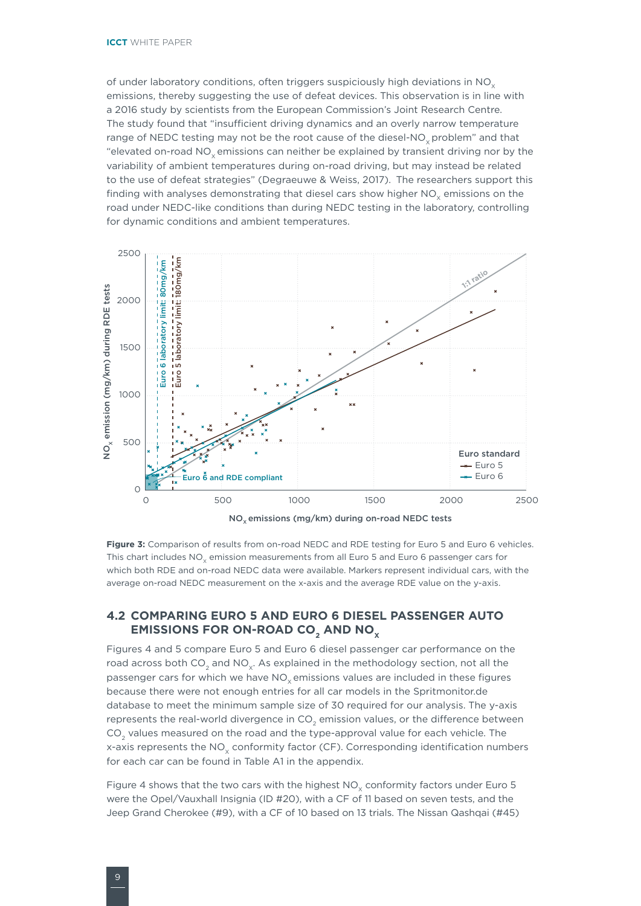of under laboratory conditions, often triggers suspiciously high deviations in $NO_x$ emissions, thereby suggesting the use of defeat devices. This observation is in line with a 2016 study by scientists from the European Commission's Joint Research Centre. The study found that "insufficient driving dynamics and an overly narrow temperature range of NEDC testing may not be the root cause of the diesel-$NO_x$ problem" and that "elevated on-road $NO_x$ emissions can neither be explained by transient driving nor by the variability of ambient temperatures during on-road driving, but may instead be related to the use of defeat strategies" (Degraeuwe & Weiss, 2017). The researchers support this finding with analyses demonstrating that diesel cars show higher $NO_x$ emissions on the road under NEDC-like conditions than during NEDC testing in the laboratory, controlling for dynamic conditions and ambient temperatures.

**Figure 3:** Comparison of results from on-road NEDC and RDE testing for Euro 5 and Euro 6 vehicles. This chart includes $NO_x$ emission measurements from all Euro 5 and Euro 6 passenger cars for which both RDE and on-road NEDC data were available. Markers represent individual cars, with the average on-road NEDC measurement on the x-axis and the average RDE value on the y-axis.

## 4.2 COMPARING EURO 5 AND EURO 6 DIESEL PASSENGER AUTO EMISSIONS FOR ON-ROAD $CO_2$ AND $NO_X$

Figures 4 and 5 compare Euro 5 and Euro 6 diesel passenger car performance on the road across both $CO_2$ and $NO_x$. As explained in the methodology section, not all the passenger cars for which we have $NO_x$ emissions values are included in these figures because there were not enough entries for all car models in the Spritmonitor.de database to meet the minimum sample size of 30 required for our analysis. The y-axis represents the real-world divergence in $CO_2$ emission values, or the difference between $CO_2$ values measured on the road and the type-approval value for each vehicle. The x-axis represents the $NO_x$ conformity factor (CF). Corresponding identification numbers for each car can be found in Table A1 in the appendix.

Figure 4 shows that the two cars with the highest $NO_x$ conformity factors under Euro 5 were the Opel/Vauxhall Insignia (ID #20), with a CF of 11 based on seven tests, and the Jeep Grand Cherokee (#9), with a CF of 10 based on 13 trials. The Nissan Qashqai (#45)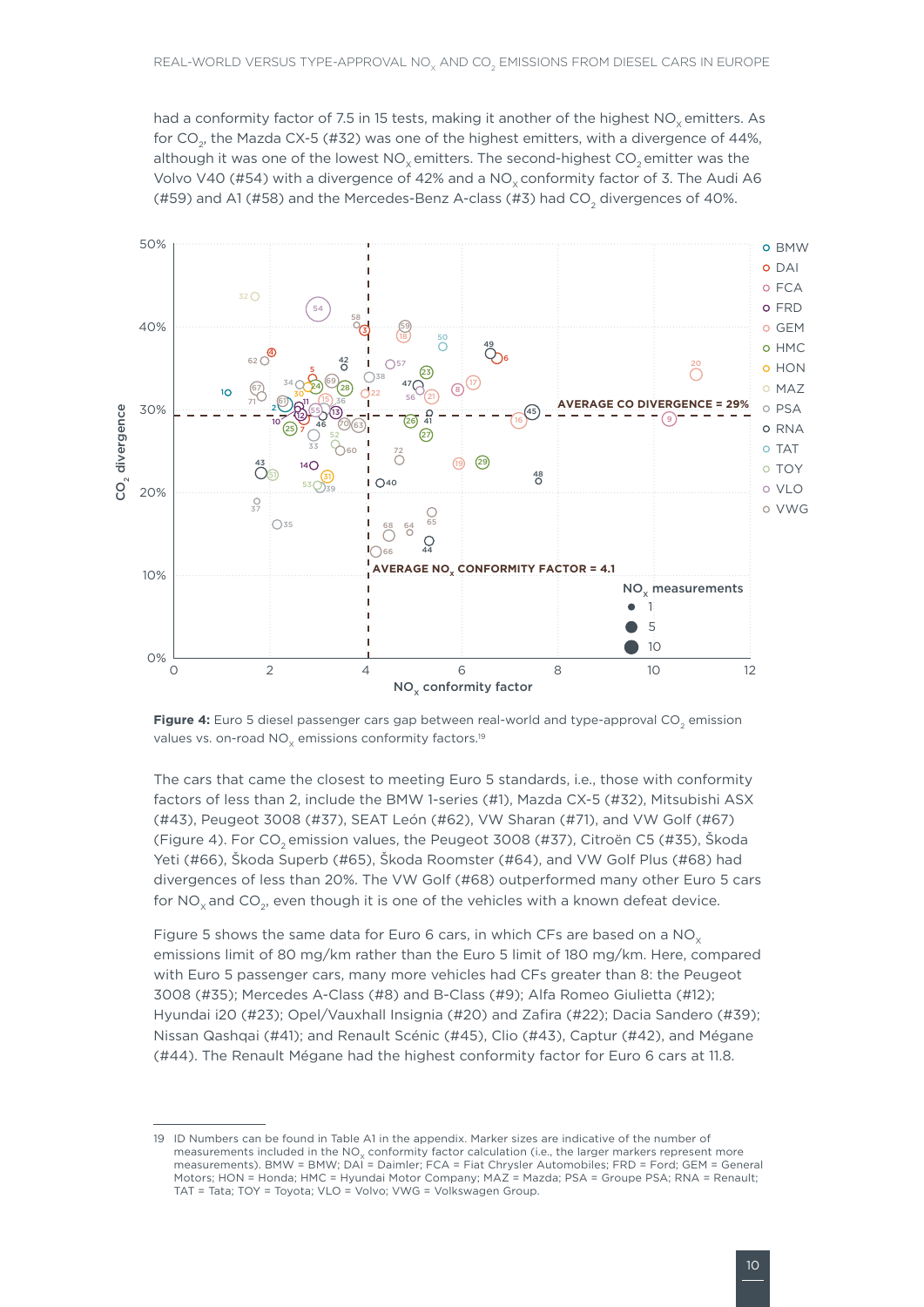had a conformity factor of 7.5 in 15 tests, making it another of the highest $NO_x$ emitters. As for $CO_2$, the Mazda CX-5 (#32) was one of the highest emitters, with a divergence of 44%, although it was one of the lowest $NO_x$ emitters. The second-highest $CO_2$ emitter was the Volvo V40 (#54) with a divergence of 42% and a $NO_x$ conformity factor of 3. The Audi A6 (#59) and A1 (#58) and the Mercedes-Benz A-class (#3) had $CO_2$ divergences of 40%.

**Figure 4:** Euro 5 diesel passenger cars gap between real-world and type-approval $CO_2$ emission values vs. on-road $NO_x$ emissions conformity factors.[19]

The cars that came the closest to meeting Euro 5 standards, i.e., those with conformity factors of less than 2, include the BMW 1-series (#1), Mazda CX-5 (#32), Mitsubishi ASX (#43), Peugeot 3008 (#37), SEAT León (#62), VW Sharan (#71), and VW Golf (#67) (Figure 4). For $CO_2$ emission values, the Peugeot 3008 (#37), Citroën C5 (#35), Škoda Yeti (#66), Škoda Superb (#65), Škoda Roomster (#64), and VW Golf Plus (#68) had divergences of less than 20%. The VW Golf (#68) outperformed many other Euro 5 cars for $NO_x$ and $CO_2$, even though it is one of the vehicles with a known defeat device.

Figure 5 shows the same data for Euro 6 cars, in which CFs are based on a $NO_x$ emissions limit of 80 mg/km rather than the Euro 5 limit of 180 mg/km. Here, compared with Euro 5 passenger cars, many more vehicles had CFs greater than 8: the Peugeot 3008 (#35); Mercedes A-Class (#8) and B-Class (#9); Alfa Romeo Giulietta (#12); Hyundai i20 (#23); Opel/Vauxhall Insignia (#20) and Zafira (#22); Dacia Sandero (#39); Nissan Qashqai (#41); and Renault Scénic (#45), Clio (#43), Captur (#42), and Mégane (#44). The Renault Mégane had the highest conformity factor for Euro 6 cars at 11.8.

19 ID Numbers can be found in Table A1 in the appendix. Marker sizes are indicative of the number of measurements included in the $NO_x$ conformity factor calculation (i.e., the larger markers represent more measurements). BMW = BMW; DAI = Daimler; FCA = Fiat Chrysler Automobiles; FRD = Ford; GEM = General Motors; HON = Honda; HMC = Hyundai Motor Company; MAZ = Mazda; PSA = Groupe PSA; RNA = Renault; TAT = Tata; TOY = Toyota; VLO = Volvo; VWG = Volkswagen Group.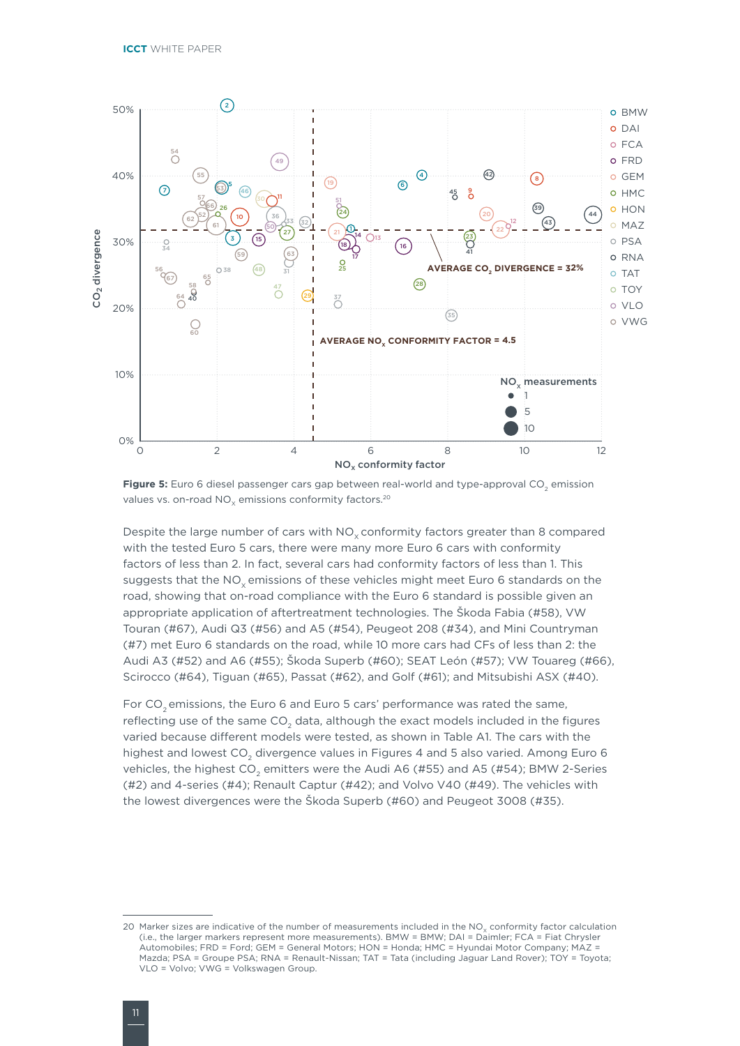**Figure 5:** Euro 6 diesel passenger cars gap between real-world and type-approval $CO_2$ emission values vs. on-road $NO_x$ emissions conformity factors.[20]

Despite the large number of cars with $NO_x$ conformity factors greater than 8 compared with the tested Euro 5 cars, there were many more Euro 6 cars with conformity factors of less than 2. In fact, several cars had conformity factors of less than 1. This suggests that the $NO_x$ emissions of these vehicles might meet Euro 6 standards on the road, showing that on-road compliance with the Euro 6 standard is possible given an appropriate application of aftertreatment technologies. The Škoda Fabia (#58), VW Touran (#67), Audi Q3 (#56) and A5 (#54), Peugeot 208 (#34), and Mini Countryman (#7) met Euro 6 standards on the road, while 10 more cars had CFs of less than 2: the Audi A3 (#52) and A6 (#55); Škoda Superb (#60); SEAT León (#57); VW Touareg (#66), Scirocco (#64), Tiguan (#65), Passat (#62), and Golf (#61); and Mitsubishi ASX (#40).

For $CO_2$ emissions, the Euro 6 and Euro 5 cars' performance was rated the same, reflecting use of the same $CO_2$ data, although the exact models included in the figures varied because different models were tested, as shown in Table A1. The cars with the highest and lowest $CO_2$ divergence values in Figures 4 and 5 also varied. Among Euro 6 vehicles, the highest $CO_2$ emitters were the Audi A6 (#55) and A5 (#54); BMW 2-Series (#2) and 4-series (#4); Renault Captur (#42); and Volvo V40 (#49). The vehicles with the lowest divergences were the Škoda Superb (#60) and Peugeot 3008 (#35).

---

[20] Marker sizes are indicative of the number of measurements included in the $NO_x$ conformity factor calculation (i.e., the larger markers represent more measurements). BMW = BMW; DAI = Daimler; FCA = Fiat Chrysler Automobiles; FRD = Ford; GEM = General Motors; HON = Honda; HMC = Hyundai Motor Company; MAZ = Mazda; PSA = Groupe PSA; RNA = Renault-Nissan; TAT = Tata (including Jaguar Land Rover); TOY = Toyota; VLO = Volvo; VWG = Volkswagen Group.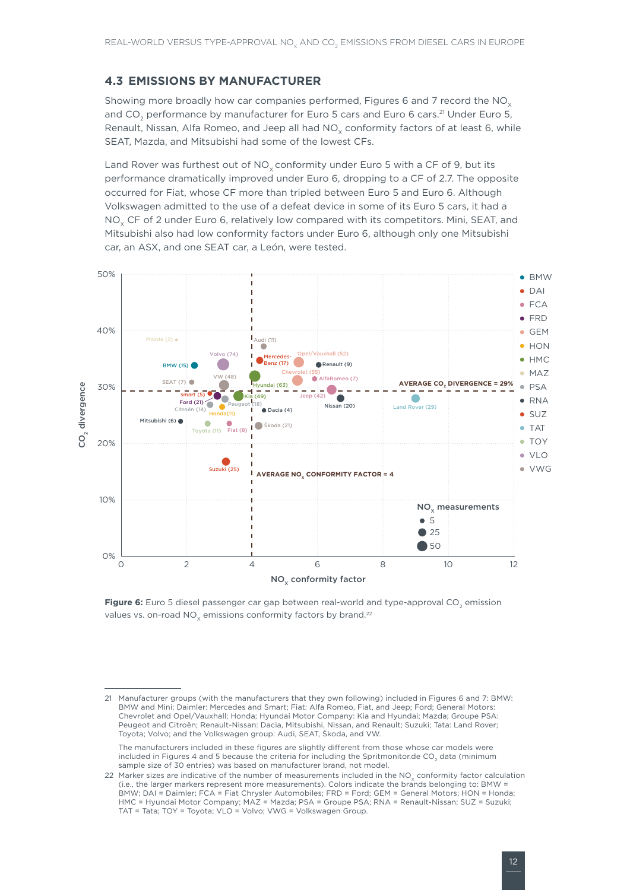## 4.3 EMISSIONS BY MANUFACTURER

Showing more broadly how car companies performed, Figures 6 and 7 record the $NO_x$ and $CO_2$ performance by manufacturer for Euro 5 cars and Euro 6 cars.[21] Under Euro 5, Renault, Nissan, Alfa Romeo, and Jeep all had $NO_x$ conformity factors of at least 6, while SEAT, Mazda, and Mitsubishi had some of the lowest CFs.

Land Rover was furthest out of $NO_x$ conformity under Euro 5 with a CF of 9, but its performance dramatically improved under Euro 6, dropping to a CF of 2.7. The opposite occurred for Fiat, whose CF more than tripled between Euro 5 and Euro 6. Although Volkswagen admitted to the use of a defeat device in some of its Euro 5 cars, it had a $NO_x$ CF of 2 under Euro 6, relatively low compared with its competitors. Mini, SEAT, and Mitsubishi also had low conformity factors under Euro 6, although only one Mitsubishi car, an ASX, and one SEAT car, a León, were tested.

**Figure 6:** Euro 5 diesel passenger car gap between real-world and type-approval $CO_2$ emission values vs. on-road $NO_x$ emissions conformity factors by brand.[22]

---

21 Manufacturer groups (with the manufacturers that they own following) included in Figures 6 and 7: BMW: BMW and Mini; Daimler: Mercedes and Smart; Fiat: Alfa Romeo, Fiat, and Jeep; Ford; General Motors: Chevrolet and Opel/Vauxhall; Honda; Hyundai Motor Company: Kia and Hyundai; Mazda; Groupe PSA: Peugeot and Citroën; Renault-Nissan: Dacia, Mitsubishi, Nissan, and Renault; Suzuki; Tata: Land Rover; Toyota; Volvo; and the Volkswagen group: Audi, SEAT, Škoda, and VW.

The manufacturers included in these figures are slightly different from those whose car models were included in Figures 4 and 5 because the criteria for including the Spritmonitor.de $CO_2$ data (minimum sample size of 30 entries) was based on manufacturer brand, not model.

22 Marker sizes are indicative of the number of measurements included in the $NO_x$ conformity factor calculation (i.e., the larger markers represent more measurements). Colors indicate the brands belonging to: BMW = BMW; DAI = Daimler; FCA = Fiat Chrysler Automobiles; FRD = Ford; GEM = General Motors; HON = Honda; HMC = Hyundai Motor Company; MAZ = Mazda; PSA = Groupe PSA; RNA = Renault-Nissan; SUZ = Suzuki; TAT = Tata; TOY = Toyota; VLO = Volvo; VWG = Volkswagen Group.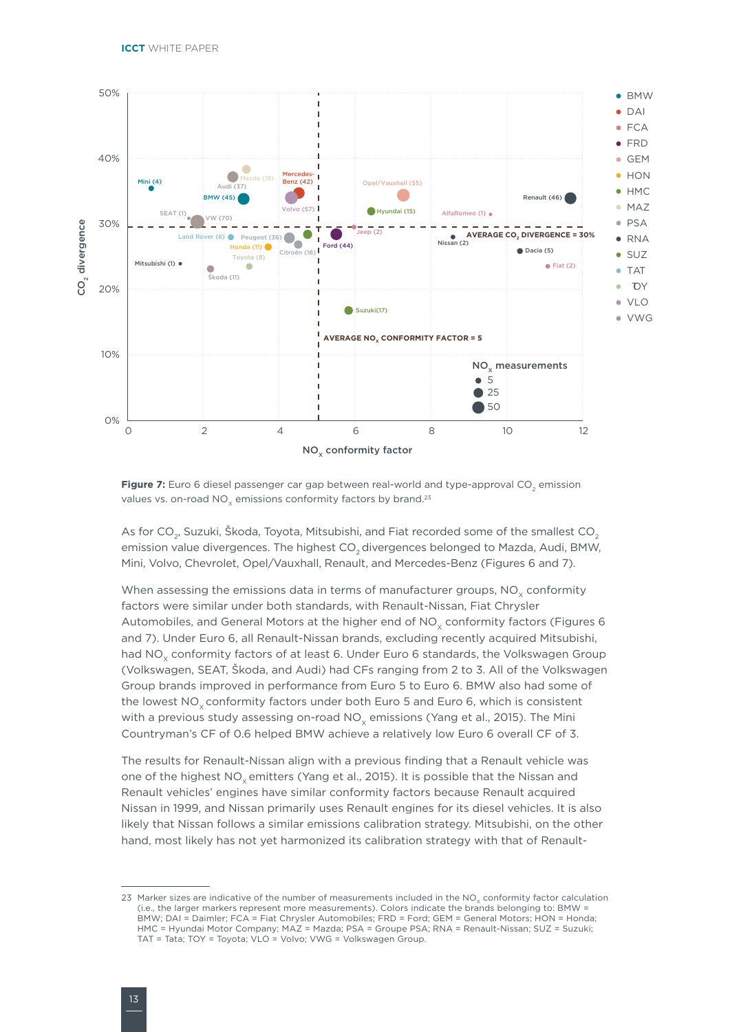**Figure 7:** Euro 6 diesel passenger car gap between real-world and type-approval $CO_2$ emission values vs. on-road $NO_x$ emissions conformity factors by brand.[23]

As for $CO_2$, Suzuki, Škoda, Toyota, Mitsubishi, and Fiat recorded some of the smallest $CO_2$ emission value divergences. The highest $CO_2$ divergences belonged to Mazda, Audi, BMW, Mini, Volvo, Chevrolet, Opel/Vauxhall, Renault, and Mercedes-Benz (Figures 6 and 7).

When assessing the emissions data in terms of manufacturer groups, $NO_x$ conformity factors were similar under both standards, with Renault-Nissan, Fiat Chrysler Automobiles, and General Motors at the higher end of $NO_x$ conformity factors (Figures 6 and 7). Under Euro 6, all Renault-Nissan brands, excluding recently acquired Mitsubishi, had $NO_x$ conformity factors of at least 6. Under Euro 6 standards, the Volkswagen Group (Volkswagen, SEAT, Škoda, and Audi) had CFs ranging from 2 to 3. All of the Volkswagen Group brands improved in performance from Euro 5 to Euro 6. BMW also had some of the lowest $NO_x$ conformity factors under both Euro 5 and Euro 6, which is consistent with a previous study assessing on-road $NO_x$ emissions (Yang et al., 2015). The Mini Countryman's CF of 0.6 helped BMW achieve a relatively low Euro 6 overall CF of 3.

The results for Renault-Nissan align with a previous finding that a Renault vehicle was one of the highest $NO_x$ emitters (Yang et al., 2015). It is possible that the Nissan and Renault vehicles' engines have similar conformity factors because Renault acquired Nissan in 1999, and Nissan primarily uses Renault engines for its diesel vehicles. It is also likely that Nissan follows a similar emissions calibration strategy. Mitsubishi, on the other hand, most likely has not yet harmonized its calibration strategy with that of Renault-

---

23 Marker sizes are indicative of the number of measurements included in the $NO_x$ conformity factor calculation (i.e., the larger markers represent more measurements). Colors indicate the brands belonging to: BMW = BMW; DAI = Daimler; FCA = Fiat Chrysler Automobiles; FRD = Ford; GEM = General Motors; HON = Honda; HMC = Hyundai Motor Company; MAZ = Mazda; PSA = Groupe PSA; RNA = Renault-Nissan; SUZ = Suzuki; TAT = Tata; TOY = Toyota; VLO = Volvo; VWG = Volkswagen Group.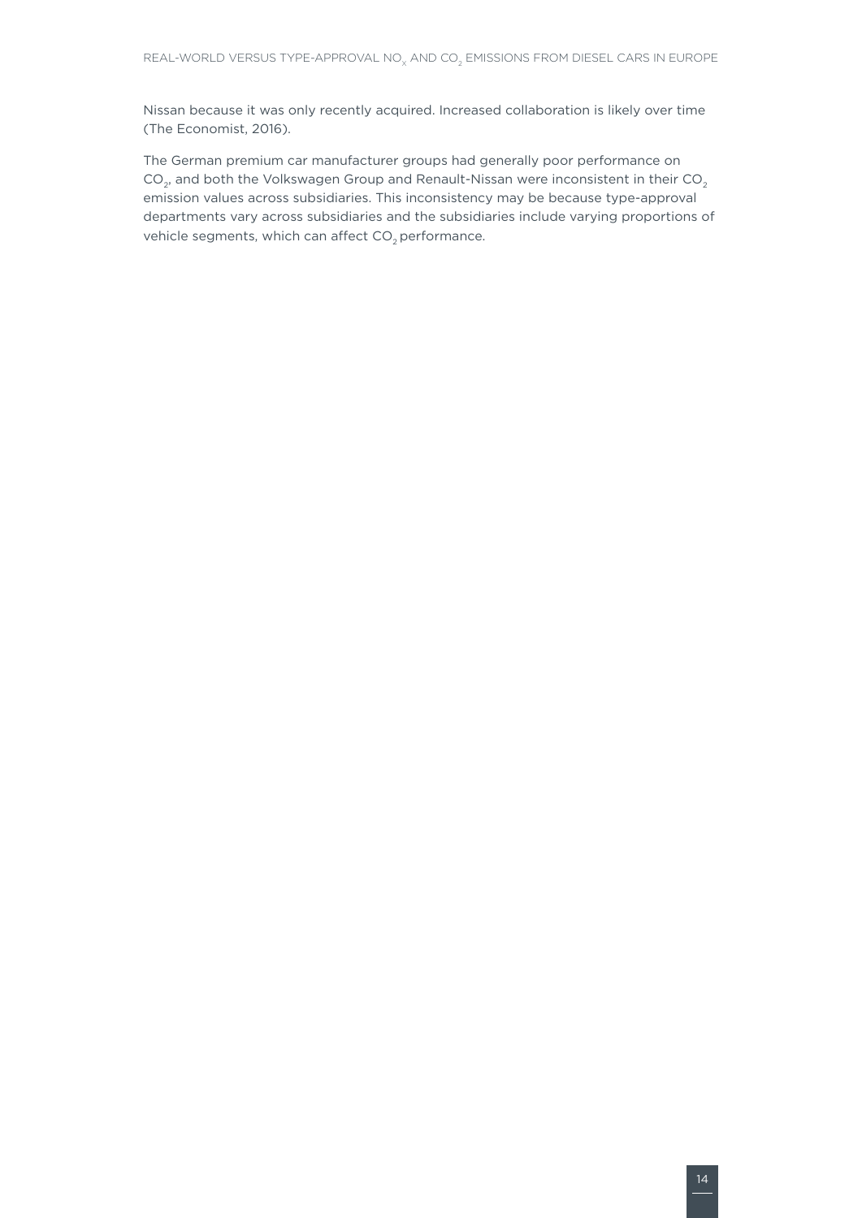Nissan because it was only recently acquired. Increased collaboration is likely over time (The Economist, 2016).

The German premium car manufacturer groups had generally poor performance on $CO_2$, and both the Volkswagen Group and Renault-Nissan were inconsistent in their $CO_2$ emission values across subsidiaries. This inconsistency may be because type-approval departments vary across subsidiaries and the subsidiaries include varying proportions of vehicle segments, which can affect $CO_2$ performance.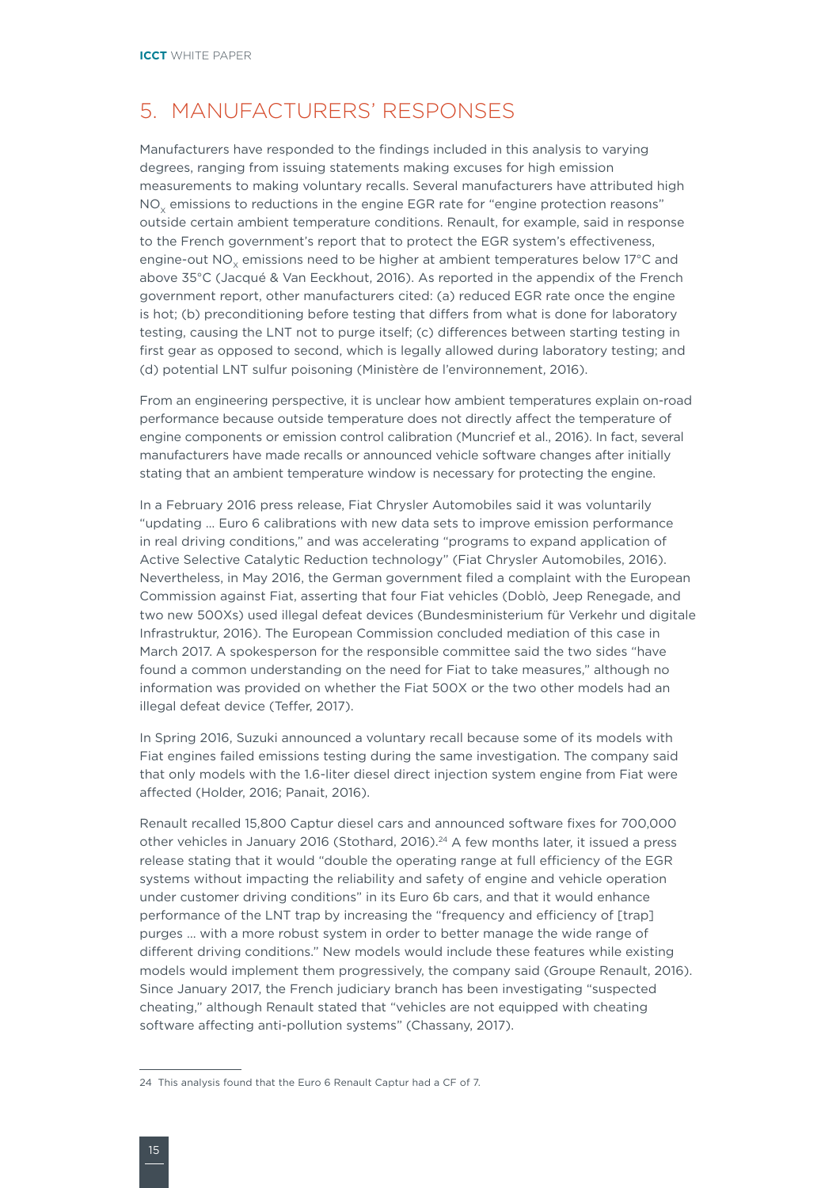## 5. MANUFACTURERS' RESPONSES

Manufacturers have responded to the findings included in this analysis to varying degrees, ranging from issuing statements making excuses for high emission measurements to making voluntary recalls. Several manufacturers have attributed high $NO_x$ emissions to reductions in the engine EGR rate for "engine protection reasons" outside certain ambient temperature conditions. Renault, for example, said in response to the French government's report that to protect the EGR system's effectiveness, engine-out $NO_x$ emissions need to be higher at ambient temperatures below 17°C and above 35°C (Jacqué & Van Eeckhout, 2016). As reported in the appendix of the French government report, other manufacturers cited: (a) reduced EGR rate once the engine is hot; (b) preconditioning before testing that differs from what is done for laboratory testing, causing the LNT not to purge itself; (c) differences between starting testing in first gear as opposed to second, which is legally allowed during laboratory testing; and (d) potential LNT sulfur poisoning (Ministère de l'environnement, 2016).

From an engineering perspective, it is unclear how ambient temperatures explain on-road performance because outside temperature does not directly affect the temperature of engine components or emission control calibration (Muncrief et al., 2016). In fact, several manufacturers have made recalls or announced vehicle software changes after initially stating that an ambient temperature window is necessary for protecting the engine.

In a February 2016 press release, Fiat Chrysler Automobiles said it was voluntarily "updating … Euro 6 calibrations with new data sets to improve emission performance in real driving conditions," and was accelerating "programs to expand application of Active Selective Catalytic Reduction technology" (Fiat Chrysler Automobiles, 2016). Nevertheless, in May 2016, the German government filed a complaint with the European Commission against Fiat, asserting that four Fiat vehicles (Doblò, Jeep Renegade, and two new 500Xs) used illegal defeat devices (Bundesministerium für Verkehr und digitale Infrastruktur, 2016). The European Commission concluded mediation of this case in March 2017. A spokesperson for the responsible committee said the two sides "have found a common understanding on the need for Fiat to take measures," although no information was provided on whether the Fiat 500X or the two other models had an illegal defeat device (Teffer, 2017).

In Spring 2016, Suzuki announced a voluntary recall because some of its models with Fiat engines failed emissions testing during the same investigation. The company said that only models with the 1.6-liter diesel direct injection system engine from Fiat were affected (Holder, 2016; Panait, 2016).

Renault recalled 15,800 Captur diesel cars and announced software fixes for 700,000 other vehicles in January 2016 (Stothard, 2016).[24] A few months later, it issued a press release stating that it would "double the operating range at full efficiency of the EGR systems without impacting the reliability and safety of engine and vehicle operation under customer driving conditions" in its Euro 6b cars, and that it would enhance performance of the LNT trap by increasing the "frequency and efficiency of [trap] purges … with a more robust system in order to better manage the wide range of different driving conditions." New models would include these features while existing models would implement them progressively, the company said (Groupe Renault, 2016). Since January 2017, the French judiciary branch has been investigating "suspected cheating," although Renault stated that "vehicles are not equipped with cheating software affecting anti-pollution systems" (Chassany, 2017).

---

24 This analysis found that the Euro 6 Renault Captur had a CF of 7.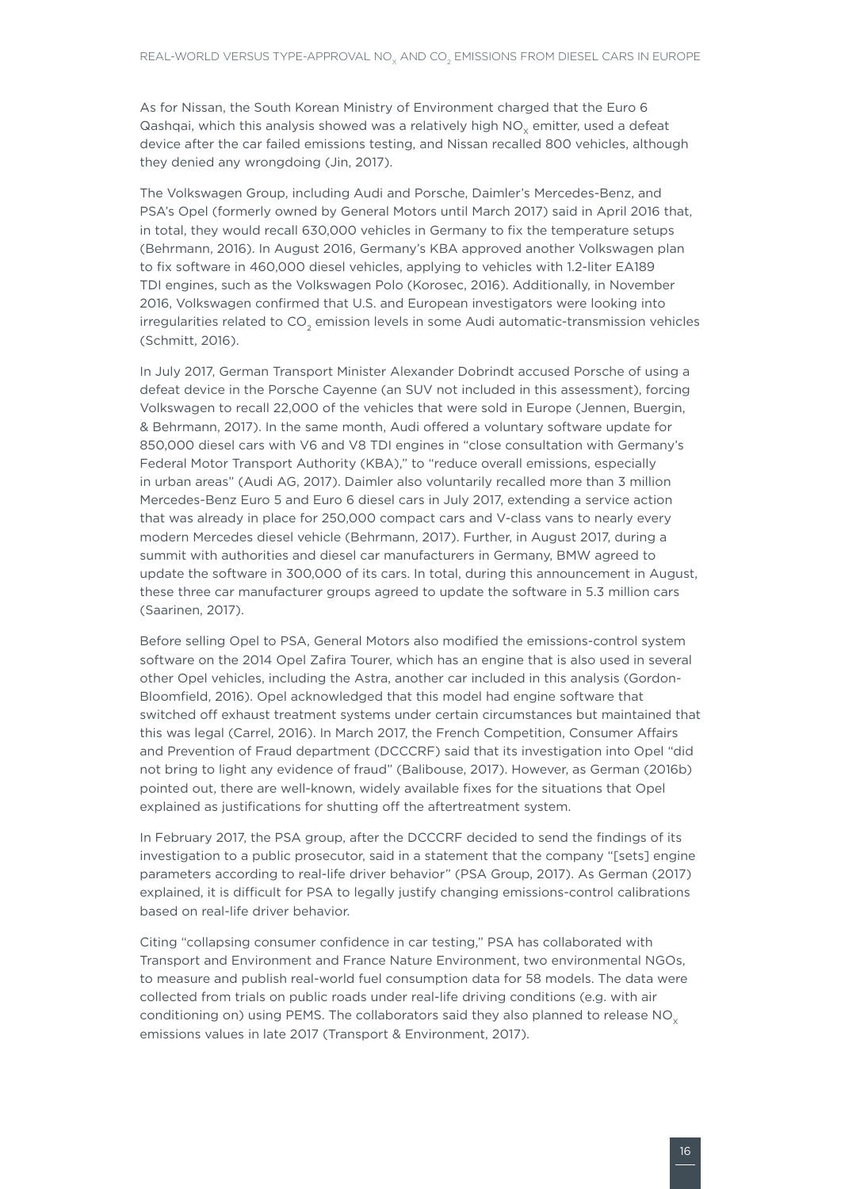As for Nissan, the South Korean Ministry of Environment charged that the Euro 6 Qashqai, which this analysis showed was a relatively high $NO_x$ emitter, used a defeat device after the car failed emissions testing, and Nissan recalled 800 vehicles, although they denied any wrongdoing (Jin, 2017).

The Volkswagen Group, including Audi and Porsche, Daimler's Mercedes-Benz, and PSA's Opel (formerly owned by General Motors until March 2017) said in April 2016 that, in total, they would recall 630,000 vehicles in Germany to fix the temperature setups (Behrmann, 2016). In August 2016, Germany's KBA approved another Volkswagen plan to fix software in 460,000 diesel vehicles, applying to vehicles with 1.2-liter EA189 TDI engines, such as the Volkswagen Polo (Korosec, 2016). Additionally, in November 2016, Volkswagen confirmed that U.S. and European investigators were looking into irregularities related to $CO_2$ emission levels in some Audi automatic-transmission vehicles (Schmitt, 2016).

In July 2017, German Transport Minister Alexander Dobrindt accused Porsche of using a defeat device in the Porsche Cayenne (an SUV not included in this assessment), forcing Volkswagen to recall 22,000 of the vehicles that were sold in Europe (Jennen, Buergin, & Behrmann, 2017). In the same month, Audi offered a voluntary software update for 850,000 diesel cars with V6 and V8 TDI engines in "close consultation with Germany's Federal Motor Transport Authority (KBA)," to "reduce overall emissions, especially in urban areas" (Audi AG, 2017). Daimler also voluntarily recalled more than 3 million Mercedes-Benz Euro 5 and Euro 6 diesel cars in July 2017, extending a service action that was already in place for 250,000 compact cars and V-class vans to nearly every modern Mercedes diesel vehicle (Behrmann, 2017). Further, in August 2017, during a summit with authorities and diesel car manufacturers in Germany, BMW agreed to update the software in 300,000 of its cars. In total, during this announcement in August, these three car manufacturer groups agreed to update the software in 5.3 million cars (Saarinen, 2017).

Before selling Opel to PSA, General Motors also modified the emissions-control system software on the 2014 Opel Zafira Tourer, which has an engine that is also used in several other Opel vehicles, including the Astra, another car included in this analysis (Gordon-Bloomfield, 2016). Opel acknowledged that this model had engine software that switched off exhaust treatment systems under certain circumstances but maintained that this was legal (Carrel, 2016). In March 2017, the French Competition, Consumer Affairs and Prevention of Fraud department (DCCCRF) said that its investigation into Opel "did not bring to light any evidence of fraud" (Balibouse, 2017). However, as German (2016b) pointed out, there are well-known, widely available fixes for the situations that Opel explained as justifications for shutting off the aftertreatment system.

In February 2017, the PSA group, after the DCCCRF decided to send the findings of its investigation to a public prosecutor, said in a statement that the company "[sets] engine parameters according to real-life driver behavior" (PSA Group, 2017). As German (2017) explained, it is difficult for PSA to legally justify changing emissions-control calibrations based on real-life driver behavior.

Citing "collapsing consumer confidence in car testing," PSA has collaborated with Transport and Environment and France Nature Environment, two environmental NGOs, to measure and publish real-world fuel consumption data for 58 models. The data were collected from trials on public roads under real-life driving conditions (e.g. with air conditioning on) using PEMS. The collaborators said they also planned to release $NO_x$ emissions values in late 2017 (Transport & Environment, 2017).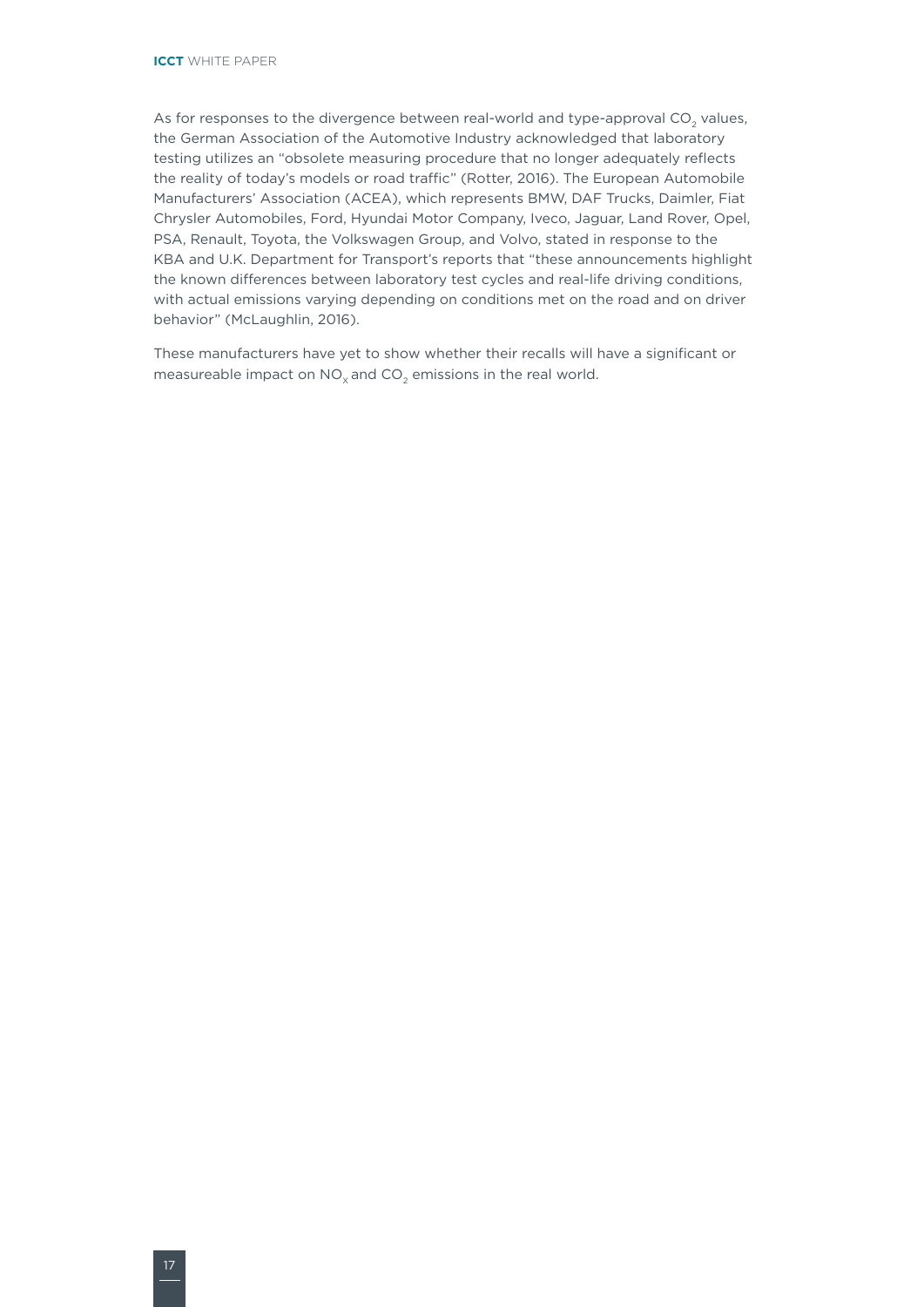As for responses to the divergence between real-world and type-approval $CO_2$ values, the German Association of the Automotive Industry acknowledged that laboratory testing utilizes an "obsolete measuring procedure that no longer adequately reflects the reality of today's models or road traffic" (Rotter, 2016). The European Automobile Manufacturers' Association (ACEA), which represents BMW, DAF Trucks, Daimler, Fiat Chrysler Automobiles, Ford, Hyundai Motor Company, Iveco, Jaguar, Land Rover, Opel, PSA, Renault, Toyota, the Volkswagen Group, and Volvo, stated in response to the KBA and U.K. Department for Transport's reports that "these announcements highlight the known differences between laboratory test cycles and real-life driving conditions, with actual emissions varying depending on conditions met on the road and on driver behavior" (McLaughlin, 2016).

These manufacturers have yet to show whether their recalls will have a significant or measureable impact on $NO_x$ and $CO_2$ emissions in the real world.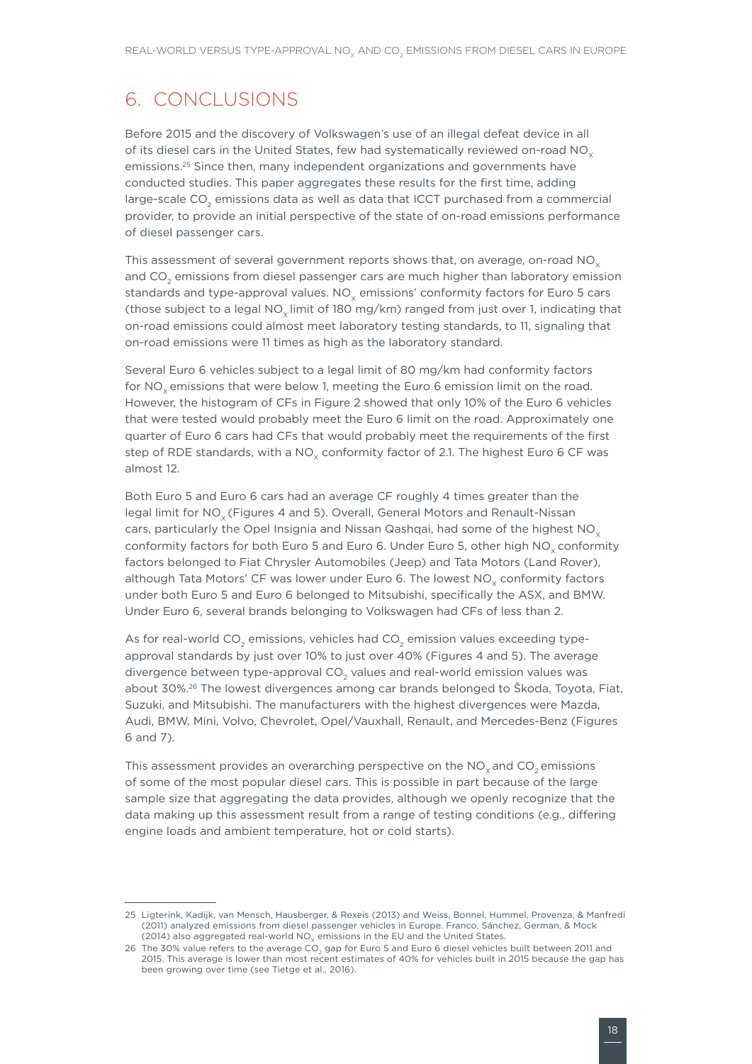# 6. CONCLUSIONS

Before 2015 and the discovery of Volkswagen's use of an illegal defeat device in all of its diesel cars in the United States, few had systematically reviewed on-road $NO_x$ emissions.[25] Since then, many independent organizations and governments have conducted studies. This paper aggregates these results for the first time, adding large-scale $CO_2$ emissions data as well as data that ICCT purchased from a commercial provider, to provide an initial perspective of the state of on-road emissions performance of diesel passenger cars.

This assessment of several government reports shows that, on average, on-road $NO_x$ and $CO_2$ emissions from diesel passenger cars are much higher than laboratory emission standards and type-approval values. $NO_x$ emissions' conformity factors for Euro 5 cars (those subject to a legal $NO_x$ limit of 180 mg/km) ranged from just over 1, indicating that on-road emissions could almost meet laboratory testing standards, to 11, signaling that on-road emissions were 11 times as high as the laboratory standard.

Several Euro 6 vehicles subject to a legal limit of 80 mg/km had conformity factors for $NO_x$ emissions that were below 1, meeting the Euro 6 emission limit on the road. However, the histogram of CFs in Figure 2 showed that only 10% of the Euro 6 vehicles that were tested would probably meet the Euro 6 limit on the road. Approximately one quarter of Euro 6 cars had CFs that would probably meet the requirements of the first step of RDE standards, with a $NO_x$ conformity factor of 2.1. The highest Euro 6 CF was almost 12.

Both Euro 5 and Euro 6 cars had an average CF roughly 4 times greater than the legal limit for $NO_x$ (Figures 4 and 5). Overall, General Motors and Renault-Nissan cars, particularly the Opel Insignia and Nissan Qashqai, had some of the highest $NO_x$ conformity factors for both Euro 5 and Euro 6. Under Euro 5, other high $NO_x$ conformity factors belonged to Fiat Chrysler Automobiles (Jeep) and Tata Motors (Land Rover), although Tata Motors' CF was lower under Euro 6. The lowest $NO_x$ conformity factors under both Euro 5 and Euro 6 belonged to Mitsubishi, specifically the ASX, and BMW. Under Euro 6, several brands belonging to Volkswagen had CFs of less than 2.

As for real-world $CO_2$ emissions, vehicles had $CO_2$ emission values exceeding type-approval standards by just over 10% to just over 40% (Figures 4 and 5). The average divergence between type-approval $CO_2$ values and real-world emission values was about 30%.[26] The lowest divergences among car brands belonged to Škoda, Toyota, Fiat, Suzuki, and Mitsubishi. The manufacturers with the highest divergences were Mazda, Audi, BMW, Mini, Volvo, Chevrolet, Opel/Vauxhall, Renault, and Mercedes-Benz (Figures 6 and 7).

This assessment provides an overarching perspective on the $NO_x$ and $CO_2$ emissions of some of the most popular diesel cars. This is possible in part because of the large sample size that aggregating the data provides, although we openly recognize that the data making up this assessment result from a range of testing conditions (e.g., differing engine loads and ambient temperature, hot or cold starts).

---

25 Ligterink, Kadijk, van Mensch, Hausberger, & Rexeis (2013) and Weiss, Bonnel, Hummel, Provenza, & Manfredi (2011) analyzed emissions from diesel passenger vehicles in Europe. Franco, Sánchez, German, & Mock (2014) also aggregated real-world $NO_x$ emissions in the EU and the United States.

26 The 30% value refers to the average $CO_2$ gap for Euro 5 and Euro 6 diesel vehicles built between 2011 and 2015. This average is lower than most recent estimates of 40% for vehicles built in 2015 because the gap has been growing over time (see Tietge et al., 2016).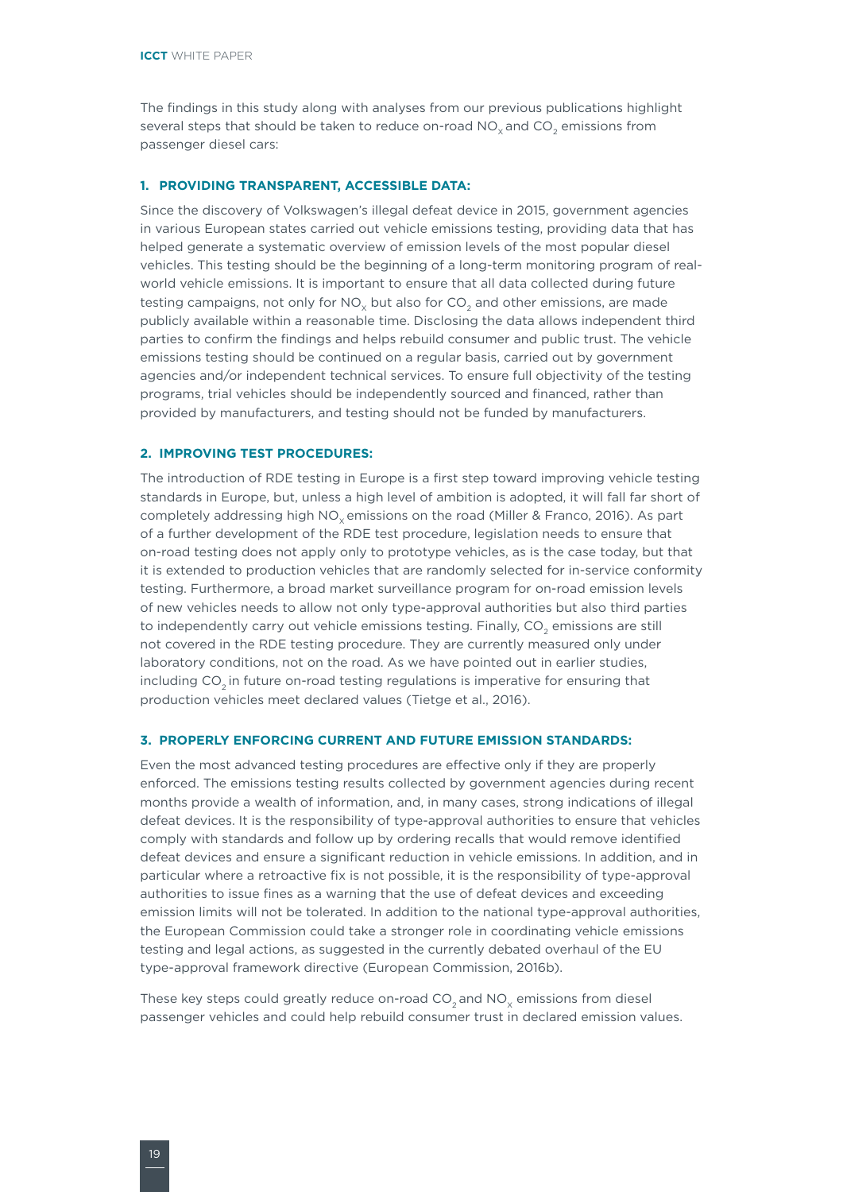The findings in this study along with analyses from our previous publications highlight several steps that should be taken to reduce on-road $NO_x$ and $CO_2$ emissions from passenger diesel cars:

### 1. PROVIDING TRANSPARENT, ACCESSIBLE DATA:

Since the discovery of Volkswagen's illegal defeat device in 2015, government agencies in various European states carried out vehicle emissions testing, providing data that has helped generate a systematic overview of emission levels of the most popular diesel vehicles. This testing should be the beginning of a long-term monitoring program of real-world vehicle emissions. It is important to ensure that all data collected during future testing campaigns, not only for $NO_x$ but also for $CO_2$ and other emissions, are made publicly available within a reasonable time. Disclosing the data allows independent third parties to confirm the findings and helps rebuild consumer and public trust. The vehicle emissions testing should be continued on a regular basis, carried out by government agencies and/or independent technical services. To ensure full objectivity of the testing programs, trial vehicles should be independently sourced and financed, rather than provided by manufacturers, and testing should not be funded by manufacturers.

### 2. IMPROVING TEST PROCEDURES:

The introduction of RDE testing in Europe is a first step toward improving vehicle testing standards in Europe, but, unless a high level of ambition is adopted, it will fall far short of completely addressing high $NO_x$ emissions on the road (Miller & Franco, 2016). As part of a further development of the RDE test procedure, legislation needs to ensure that on-road testing does not apply only to prototype vehicles, as is the case today, but that it is extended to production vehicles that are randomly selected for in-service conformity testing. Furthermore, a broad market surveillance program for on-road emission levels of new vehicles needs to allow not only type-approval authorities but also third parties to independently carry out vehicle emissions testing. Finally, $CO_2$ emissions are still not covered in the RDE testing procedure. They are currently measured only under laboratory conditions, not on the road. As we have pointed out in earlier studies, including $CO_2$ in future on-road testing regulations is imperative for ensuring that production vehicles meet declared values (Tietge et al., 2016).

### 3. PROPERLY ENFORCING CURRENT AND FUTURE EMISSION STANDARDS:

Even the most advanced testing procedures are effective only if they are properly enforced. The emissions testing results collected by government agencies during recent months provide a wealth of information, and, in many cases, strong indications of illegal defeat devices. It is the responsibility of type-approval authorities to ensure that vehicles comply with standards and follow up by ordering recalls that would remove identified defeat devices and ensure a significant reduction in vehicle emissions. In addition, and in particular where a retroactive fix is not possible, it is the responsibility of type-approval authorities to issue fines as a warning that the use of defeat devices and exceeding emission limits will not be tolerated. In addition to the national type-approval authorities, the European Commission could take a stronger role in coordinating vehicle emissions testing and legal actions, as suggested in the currently debated overhaul of the EU type-approval framework directive (European Commission, 2016b).

These key steps could greatly reduce on-road $CO_2$ and $NO_x$ emissions from diesel passenger vehicles and could help rebuild consumer trust in declared emission values.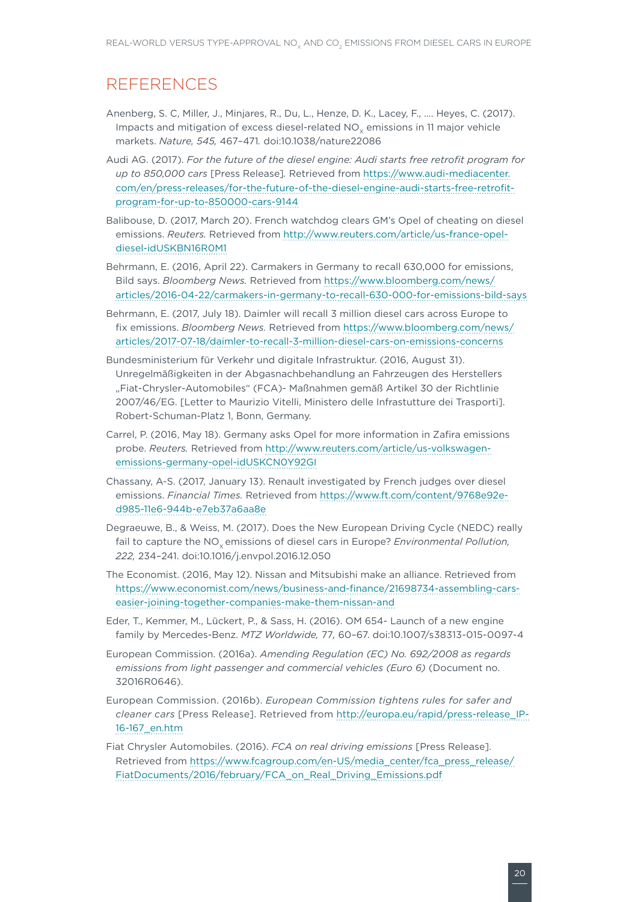## REFERENCES

Anenberg, S. C, Miller, J., Minjares, R., Du, L., Henze, D. K., Lacey, F., .... Heyes, C. (2017). Impacts and mitigation of excess diesel-related $NO_x$ emissions in 11 major vehicle markets. *Nature, 545,* 467–471. doi:10.1038/nature22086

Audi AG. (2017). *For the future of the diesel engine: Audi starts free retrofit program for up to 850,000 cars* [Press Release]. Retrieved from https://www.audi-mediacenter.com/en/press-releases/for-the-future-of-the-diesel-engine-audi-starts-free-retrofit-program-for-up-to-850000-cars-9144

Balibouse, D. (2017, March 20). French watchdog clears GM's Opel of cheating on diesel emissions. *Reuters.* Retrieved from http://www.reuters.com/article/us-france-opel-diesel-idUSKBN16R0M1

Behrmann, E. (2016, April 22). Carmakers in Germany to recall 630,000 for emissions, Bild says. *Bloomberg News.* Retrieved from https://www.bloomberg.com/news/articles/2016-04-22/carmakers-in-germany-to-recall-630-000-for-emissions-bild-says

Behrmann, E. (2017, July 18). Daimler will recall 3 million diesel cars across Europe to fix emissions. *Bloomberg News.* Retrieved from https://www.bloomberg.com/news/articles/2017-07-18/daimler-to-recall-3-million-diesel-cars-on-emissions-concerns

Bundesministerium für Verkehr und digitale Infrastruktur. (2016, August 31). Unregelmäßigkeiten in der Abgasnachbehandlung an Fahrzeugen des Herstellers „Fiat-Chrysler-Automobiles" (FCA)- Maßnahmen gemäß Artikel 30 der Richtlinie 2007/46/EG. [Letter to Maurizio Vitelli, Ministero delle Infrastutture dei Trasporti]. Robert-Schuman-Platz 1, Bonn, Germany.

Carrel, P. (2016, May 18). Germany asks Opel for more information in Zafira emissions probe. *Reuters.* Retrieved from http://www.reuters.com/article/us-volkswagen-emissions-germany-opel-idUSKCN0Y92GI

Chassany, A-S. (2017, January 13). Renault investigated by French judges over diesel emissions. *Financial Times.* Retrieved from https://www.ft.com/content/9768e92e-d985-11e6-944b-e7eb37a6aa8e

Degraeuwe, B., & Weiss, M. (2017). Does the New European Driving Cycle (NEDC) really fail to capture the $NO_x$ emissions of diesel cars in Europe? *Environmental Pollution, 222,* 234–241. doi:10.1016/j.envpol.2016.12.050

The Economist. (2016, May 12). Nissan and Mitsubishi make an alliance. Retrieved from https://www.economist.com/news/business-and-finance/21698734-assembling-cars-easier-joining-together-companies-make-them-nissan-and

Eder, T., Kemmer, M., Lückert, P., & Sass, H. (2016). OM 654- Launch of a new engine family by Mercedes-Benz. *MTZ Worldwide, 77,* 60–67. doi:10.1007/s38313-015-0097-4

European Commission. (2016a). *Amending Regulation (EC) No. 692/2008 as regards emissions from light passenger and commercial vehicles (Euro 6)* (Document no. 32016R0646).

European Commission. (2016b). *European Commission tightens rules for safer and cleaner cars* [Press Release]. Retrieved from http://europa.eu/rapid/press-release_IP-16-167_en.htm

Fiat Chrysler Automobiles. (2016). *FCA on real driving emissions* [Press Release]. Retrieved from https://www.fcagroup.com/en-US/media_center/fca_press_release/FiatDocuments/2016/february/FCA_on_Real_Driving_Emissions.pdf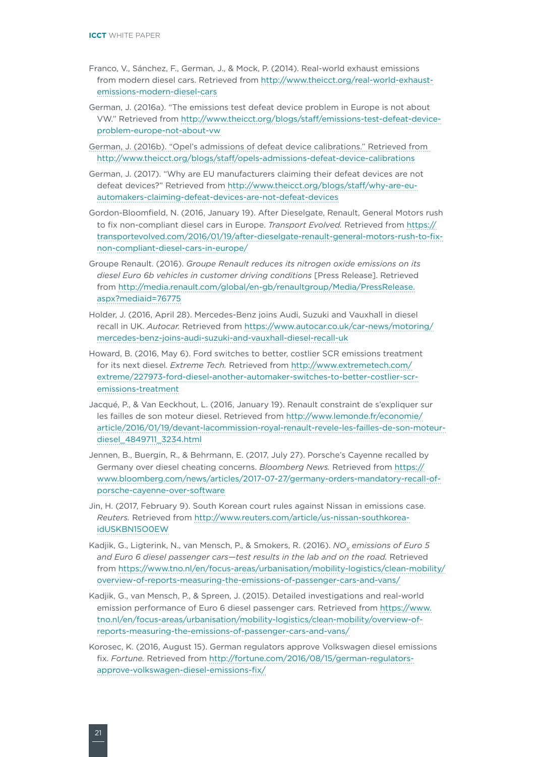Franco, V., Sánchez, F., German, J., & Mock, P. (2014). Real-world exhaust emissions from modern diesel cars. Retrieved from http://www.theicct.org/real-world-exhaust-emissions-modern-diesel-cars

German, J. (2016a). "The emissions test defeat device problem in Europe is not about VW." Retrieved from http://www.theicct.org/blogs/staff/emissions-test-defeat-device-problem-europe-not-about-vw

German, J. (2016b). "Opel's admissions of defeat device calibrations." Retrieved from http://www.theicct.org/blogs/staff/opels-admissions-defeat-device-calibrations

German, J. (2017). "Why are EU manufacturers claiming their defeat devices are not defeat devices?" Retrieved from http://www.theicct.org/blogs/staff/why-are-eu-automakers-claiming-defeat-devices-are-not-defeat-devices

Gordon-Bloomfield, N. (2016, January 19). After Dieselgate, Renault, General Motors rush to fix non-compliant diesel cars in Europe. *Transport Evolved.* Retrieved from https://transportevolved.com/2016/01/19/after-dieselgate-renault-general-motors-rush-to-fix-non-compliant-diesel-cars-in-europe/

Groupe Renault. (2016). *Groupe Renault reduces its nitrogen oxide emissions on its diesel Euro 6b vehicles in customer driving conditions* [Press Release]. Retrieved from http://media.renault.com/global/en-gb/renaultgroup/Media/PressRelease.aspx?mediaid=76775

Holder, J. (2016, April 28). Mercedes-Benz joins Audi, Suzuki and Vauxhall in diesel recall in UK. *Autocar.* Retrieved from https://www.autocar.co.uk/car-news/motoring/mercedes-benz-joins-audi-suzuki-and-vauxhall-diesel-recall-uk

Howard, B. (2016, May 6). Ford switches to better, costlier SCR emissions treatment for its next diesel. *Extreme Tech.* Retrieved from http://www.extremetech.com/extreme/227973-ford-diesel-another-automaker-switches-to-better-costlier-scr-emissions-treatment

Jacqué, P., & Van Eeckhout, L. (2016, January 19). Renault constraint de s'expliquer sur les failles de son moteur diesel. Retrieved from http://www.lemonde.fr/economie/article/2016/01/19/devant-lacommission-royal-renault-revele-les-failles-de-son-moteur-diesel_4849711_3234.html

Jennen, B., Buergin, R., & Behrmann, E. (2017, July 27). Porsche's Cayenne recalled by Germany over diesel cheating concerns. *Bloomberg News.* Retrieved from https://www.bloomberg.com/news/articles/2017-07-27/germany-orders-mandatory-recall-of-porsche-cayenne-over-software

Jin, H. (2017, February 9). South Korean court rules against Nissan in emissions case. *Reuters.* Retrieved from http://www.reuters.com/article/us-nissan-southkorea-idUSKBN15O0EW

Kadjik, G., Ligterink, N., van Mensch, P., & Smokers, R. (2016). *$NO_x$ emissions of Euro 5 and Euro 6 diesel passenger cars—test results in the lab and on the road.* Retrieved from https://www.tno.nl/en/focus-areas/urbanisation/mobility-logistics/clean-mobility/overview-of-reports-measuring-the-emissions-of-passenger-cars-and-vans/

Kadjik, G., van Mensch, P., & Spreen, J. (2015). Detailed investigations and real-world emission performance of Euro 6 diesel passenger cars. Retrieved from https://www.tno.nl/en/focus-areas/urbanisation/mobility-logistics/clean-mobility/overview-of-reports-measuring-the-emissions-of-passenger-cars-and-vans/

Korosec, K. (2016, August 15). German regulators approve Volkswagen diesel emissions fix. *Fortune.* Retrieved from http://fortune.com/2016/08/15/german-regulators-approve-volkswagen-diesel-emissions-fix/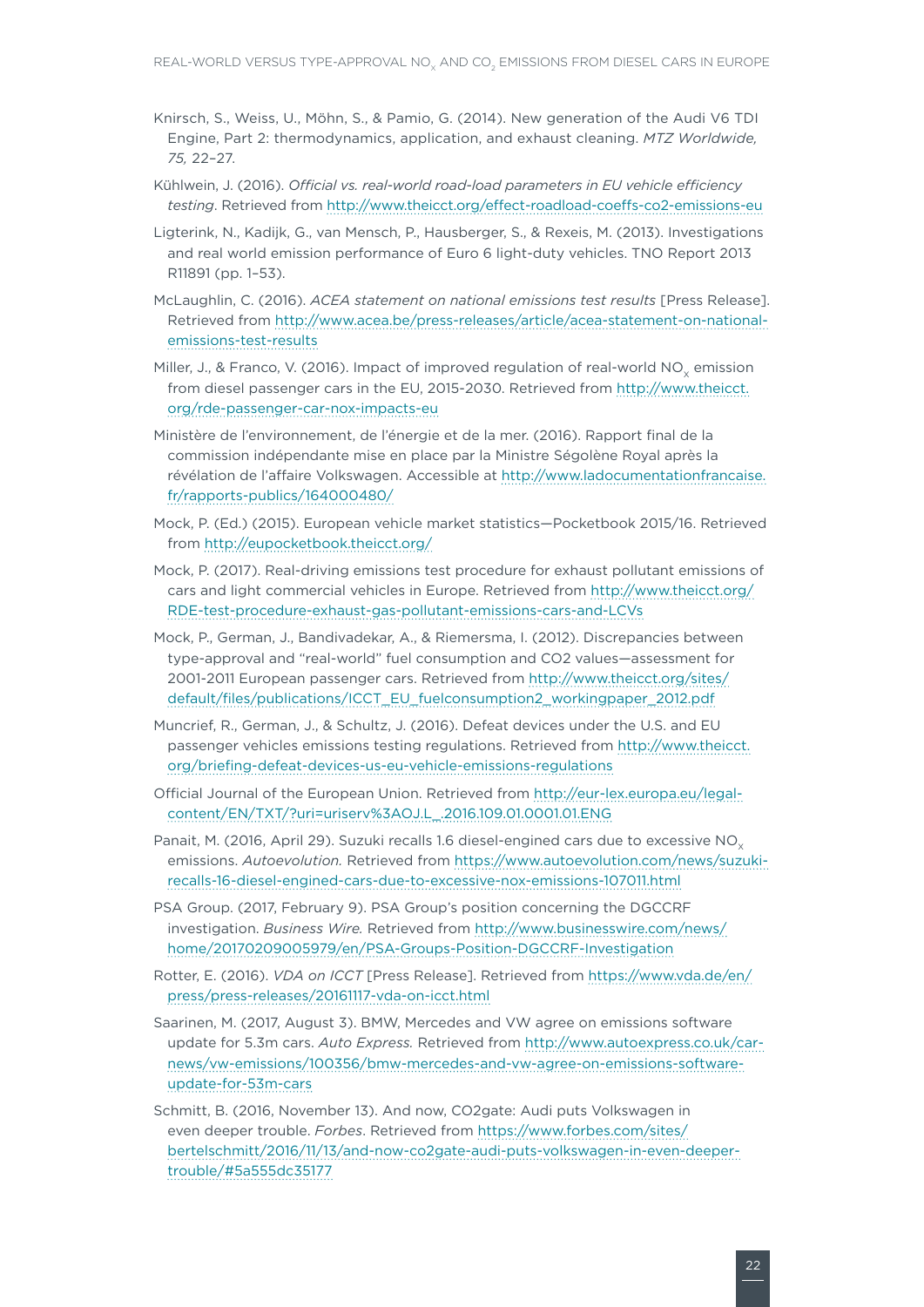Knirsch, S., Weiss, U., Möhn, S., & Pamio, G. (2014). New generation of the Audi V6 TDI Engine, Part 2: thermodynamics, application, and exhaust cleaning. *MTZ Worldwide, 75,* 22–27.

Kühlwein, J. (2016). *Official vs. real-world road-load parameters in EU vehicle efficiency testing*. Retrieved from http://www.theicct.org/effect-roadload-coeffs-co2-emissions-eu

Ligterink, N., Kadijk, G., van Mensch, P., Hausberger, S., & Rexeis, M. (2013). Investigations and real world emission performance of Euro 6 light-duty vehicles. TNO Report 2013 R11891 (pp. 1–53).

McLaughlin, C. (2016). *ACEA statement on national emissions test results* [Press Release]. Retrieved from http://www.acea.be/press-releases/article/acea-statement-on-national-emissions-test-results

Miller, J., & Franco, V. (2016). Impact of improved regulation of real-world $NO_x$ emission from diesel passenger cars in the EU, 2015-2030. Retrieved from http://www.theicct.org/rde-passenger-car-nox-impacts-eu

Ministère de l'environnement, de l'énergie et de la mer. (2016). Rapport final de la commission indépendante mise en place par la Ministre Ségolène Royal après la révélation de l'affaire Volkswagen. Accessible at http://www.ladocumentationfrancaise.fr/rapports-publics/164000480/

Mock, P. (Ed.) (2015). European vehicle market statistics—Pocketbook 2015/16. Retrieved from http://eupocketbook.theicct.org/

Mock, P. (2017). Real-driving emissions test procedure for exhaust pollutant emissions of cars and light commercial vehicles in Europe. Retrieved from http://www.theicct.org/RDE-test-procedure-exhaust-gas-pollutant-emissions-cars-and-LCVs

Mock, P., German, J., Bandivadekar, A., & Riemersma, I. (2012). Discrepancies between type-approval and "real-world" fuel consumption and CO2 values—assessment for 2001-2011 European passenger cars. Retrieved from http://www.theicct.org/sites/default/files/publications/ICCT_EU_fuelconsumption2_workingpaper_2012.pdf

Muncrief, R., German, J., & Schultz, J. (2016). Defeat devices under the U.S. and EU passenger vehicles emissions testing regulations. Retrieved from http://www.theicct.org/briefing-defeat-devices-us-eu-vehicle-emissions-regulations

Official Journal of the European Union. Retrieved from http://eur-lex.europa.eu/legal-content/EN/TXT/?uri=uriserv%3AOJ.L_.2016.109.01.0001.01.ENG

Panait, M. (2016, April 29). Suzuki recalls 1.6 diesel-engined cars due to excessive $NO_x$ emissions. *Autoevolution.* Retrieved from https://www.autoevolution.com/news/suzuki-recalls-16-diesel-engined-cars-due-to-excessive-nox-emissions-107011.html

PSA Group. (2017, February 9). PSA Group's position concerning the DGCCRF investigation. *Business Wire.* Retrieved from http://www.businesswire.com/news/home/20170209005979/en/PSA-Groups-Position-DGCCRF-Investigation

Rotter, E. (2016). *VDA on ICCT* [Press Release]. Retrieved from https://www.vda.de/en/press/press-releases/20161117-vda-on-icct.html

Saarinen, M. (2017, August 3). BMW, Mercedes and VW agree on emissions software update for 5.3m cars. *Auto Express.* Retrieved from http://www.autoexpress.co.uk/car-news/vw-emissions/100356/bmw-mercedes-and-vw-agree-on-emissions-software-update-for-53m-cars

Schmitt, B. (2016, November 13). And now, CO2gate: Audi puts Volkswagen in even deeper trouble. *Forbes*. Retrieved from https://www.forbes.com/sites/bertelschmitt/2016/11/13/and-now-co2gate-audi-puts-volkswagen-in-even-deeper-trouble/#5a555dc35177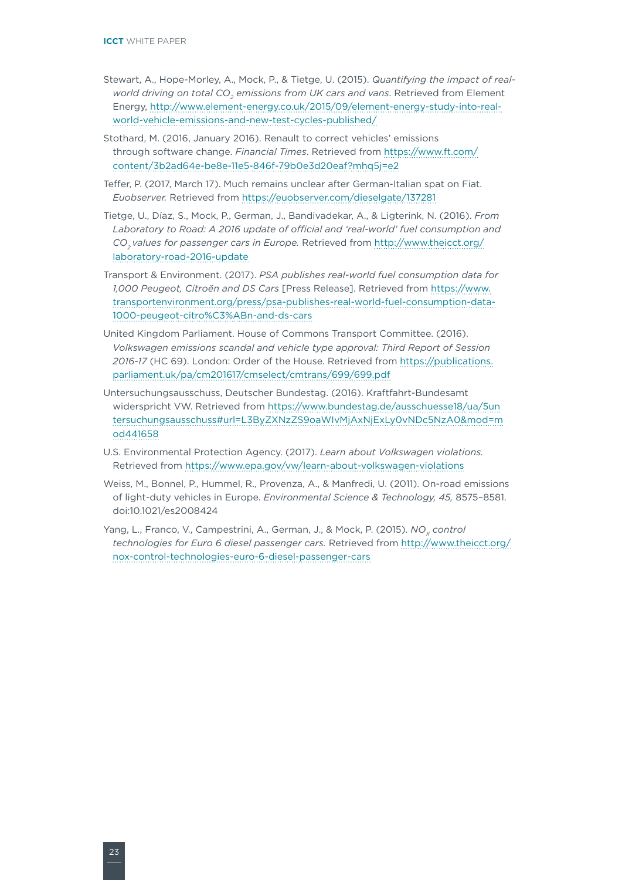Stewart, A., Hope-Morley, A., Mock, P., & Tietge, U. (2015). *Quantifying the impact of real-world driving on total $CO_2$ emissions from UK cars and vans*. Retrieved from Element Energy, http://www.element-energy.co.uk/2015/09/element-energy-study-into-real-world-vehicle-emissions-and-new-test-cycles-published/

Stothard, M. (2016, January 2016). Renault to correct vehicles' emissions through software change. *Financial Times*. Retrieved from https://www.ft.com/content/3b2ad64e-be8e-11e5-846f-79b0e3d20eaf?mhq5j=e2

Teffer, P. (2017, March 17). Much remains unclear after German-Italian spat on Fiat. *Euobserver.* Retrieved from https://euobserver.com/dieselgate/137281

Tietge, U., Díaz, S., Mock, P., German, J., Bandivadekar, A., & Ligterink, N. (2016). *From Laboratory to Road: A 2016 update of official and 'real-world' fuel consumption and $CO_2$ values for passenger cars in Europe.* Retrieved from http://www.theicct.org/laboratory-road-2016-update

Transport & Environment. (2017). *PSA publishes real-world fuel consumption data for 1,000 Peugeot, Citroën and DS Cars* [Press Release]. Retrieved from https://www.transportenvironment.org/press/psa-publishes-real-world-fuel-consumption-data-1000-peugeot-citro%C3%ABn-and-ds-cars

United Kingdom Parliament. House of Commons Transport Committee. (2016). *Volkswagen emissions scandal and vehicle type approval: Third Report of Session 2016-17* (HC 69). London: Order of the House. Retrieved from https://publications.parliament.uk/pa/cm201617/cmselect/cmtrans/699/699.pdf

Untersuchungsausschuss, Deutscher Bundestag. (2016). Kraftfahrt-Bundesamt widerspricht VW. Retrieved from https://www.bundestag.de/ausschuesse18/ua/5untersuchungsausschuss#url=L3ByZXNzZS9oaWlvMjAxNjExLy0vNDc5NzA0&mod=mod441658

U.S. Environmental Protection Agency. (2017). *Learn about Volkswagen violations.* Retrieved from https://www.epa.gov/vw/learn-about-volkswagen-violations

Weiss, M., Bonnel, P., Hummel, R., Provenza, A., & Manfredi, U. (2011). On-road emissions of light-duty vehicles in Europe. *Environmental Science & Technology, 45,* 8575–8581. doi:10.1021/es2008424

Yang, L., Franco, V., Campestrini, A., German, J., & Mock, P. (2015). *$NO_x$ control technologies for Euro 6 diesel passenger cars.* Retrieved from http://www.theicct.org/nox-control-technologies-euro-6-diesel-passenger-cars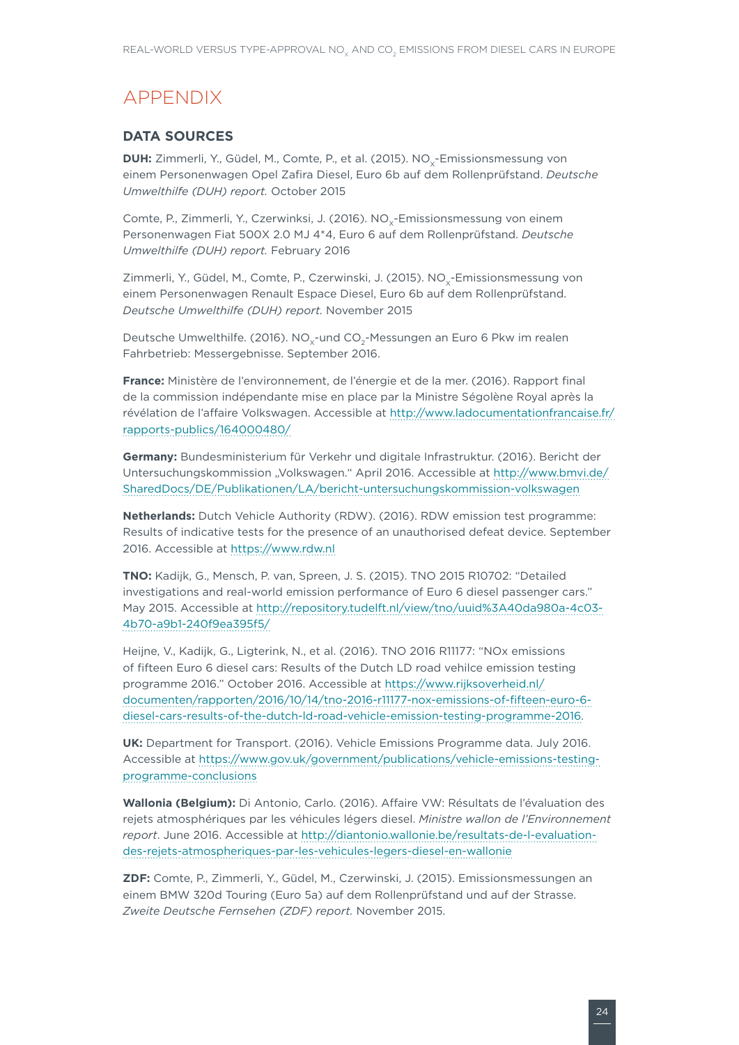# APPENDIX

## DATA SOURCES

**DUH:** Zimmerli, Y., Güdel, M., Comte, P., et al. (2015). $NO_x$-Emissionsmessung von einem Personenwagen Opel Zafira Diesel, Euro 6b auf dem Rollenprüfstand. *Deutsche Umwelthilfe (DUH) report.* October 2015

Comte, P., Zimmerli, Y., Czerwinksi, J. (2016). $NO_x$-Emissionsmessung von einem Personenwagen Fiat 500X 2.0 MJ 4*4, Euro 6 auf dem Rollenprüfstand. *Deutsche Umwelthilfe (DUH) report.* February 2016

Zimmerli, Y., Güdel, M., Comte, P., Czerwinski, J. (2015). $NO_x$-Emissionsmessung von einem Personenwagen Renault Espace Diesel, Euro 6b auf dem Rollenprüfstand. *Deutsche Umwelthilfe (DUH) report.* November 2015

Deutsche Umwelthilfe. (2016). $NO_x$-und $CO_2$-Messungen an Euro 6 Pkw im realen Fahrbetrieb: Messergebnisse. September 2016.

**France:** Ministère de l'environnement, de l'énergie et de la mer. (2016). Rapport final de la commission indépendante mise en place par la Ministre Ségolène Royal après la révélation de l'affaire Volkswagen. Accessible at http://www.ladocumentationfrancaise.fr/rapports-publics/164000480/

**Germany:** Bundesministerium für Verkehr und digitale Infrastruktur. (2016). Bericht der Untersuchungskommission „Volkswagen." April 2016. Accessible at http://www.bmvi.de/SharedDocs/DE/Publikationen/LA/bericht-untersuchungskommission-volkswagen

**Netherlands:** Dutch Vehicle Authority (RDW). (2016). RDW emission test programme: Results of indicative tests for the presence of an unauthorised defeat device. September 2016. Accessible at https://www.rdw.nl

**TNO:** Kadijk, G., Mensch, P. van, Spreen, J. S. (2015). TNO 2015 R10702: "Detailed investigations and real-world emission performance of Euro 6 diesel passenger cars." May 2015. Accessible at http://repository.tudelft.nl/view/tno/uuid%3A40da980a-4c03-4b70-a9b1-240f9ea395f5/

Heijne, V., Kadijk, G., Ligterink, N., et al. (2016). TNO 2016 R11177: "NOx emissions of fifteen Euro 6 diesel cars: Results of the Dutch LD road vehilce emission testing programme 2016." October 2016. Accessible at https://www.rijksoverheid.nl/documenten/rapporten/2016/10/14/tno-2016-r11177-nox-emissions-of-fifteen-euro-6-diesel-cars-results-of-the-dutch-ld-road-vehicle-emission-testing-programme-2016.

**UK:** Department for Transport. (2016). Vehicle Emissions Programme data. July 2016. Accessible at https://www.gov.uk/government/publications/vehicle-emissions-testing-programme-conclusions

**Wallonia (Belgium):** Di Antonio, Carlo. (2016). Affaire VW: Résultats de l'évaluation des rejets atmosphériques par les véhicules légers diesel. *Ministre wallon de l'Environnement report*. June 2016. Accessible at http://diantonio.wallonie.be/resultats-de-l-evaluation-des-rejets-atmospheriques-par-les-vehicules-legers-diesel-en-wallonie

**ZDF:** Comte, P., Zimmerli, Y., Güdel, M., Czerwinski, J. (2015). Emissionsmessungen an einem BMW 320d Touring (Euro 5a) auf dem Rollenprüfstand und auf der Strasse. *Zweite Deutsche Fernsehen (ZDF) report.* November 2015.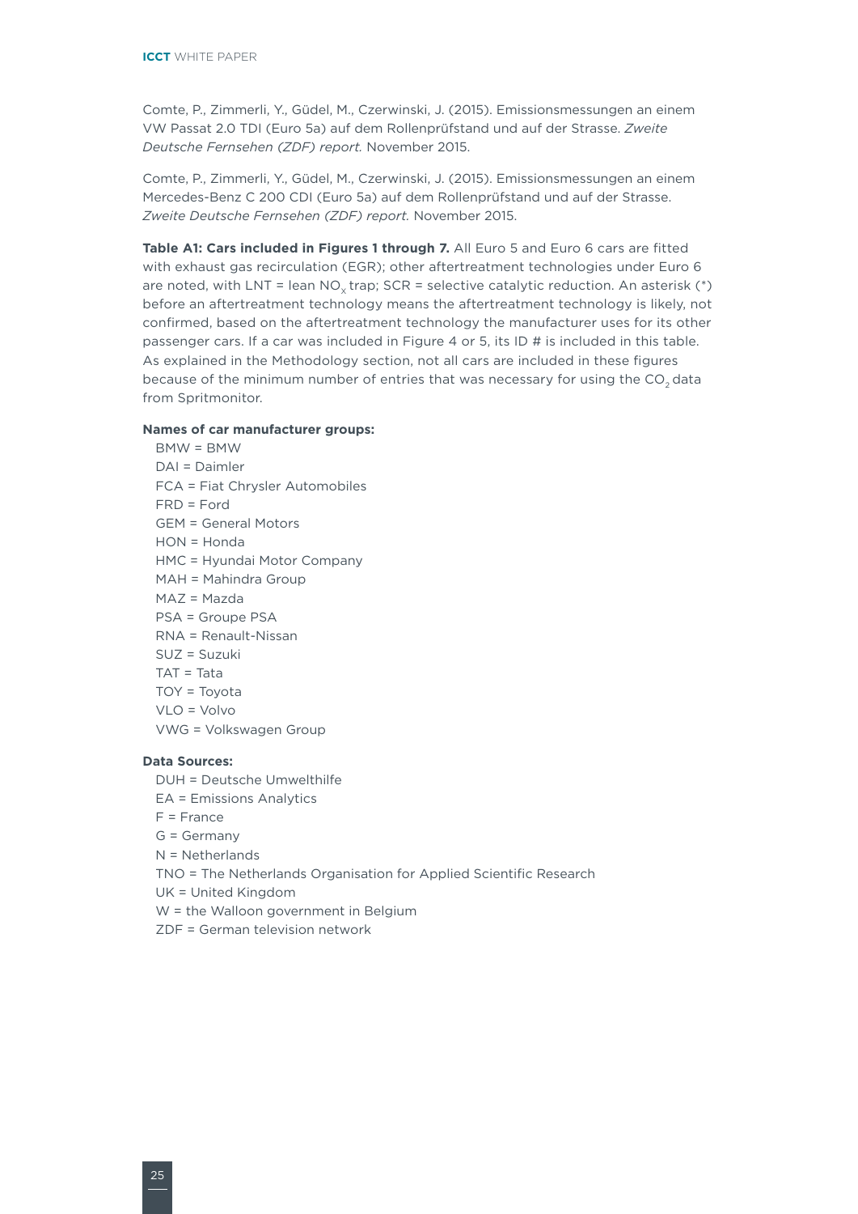Comte, P., Zimmerli, Y., Güdel, M., Czerwinski, J. (2015). Emissionsmessungen an einem VW Passat 2.0 TDI (Euro 5a) auf dem Rollenprüfstand und auf der Strasse. *Zweite Deutsche Fernsehen (ZDF) report.* November 2015.

Comte, P., Zimmerli, Y., Güdel, M., Czerwinski, J. (2015). Emissionsmessungen an einem Mercedes-Benz C 200 CDI (Euro 5a) auf dem Rollenprüfstand und auf der Strasse. *Zweite Deutsche Fernsehen (ZDF) report.* November 2015.

**Table A1: Cars included in Figures 1 through 7.** All Euro 5 and Euro 6 cars are fitted with exhaust gas recirculation (EGR); other aftertreatment technologies under Euro 6 are noted, with LNT = lean $NO_x$ trap; SCR = selective catalytic reduction. An asterisk (*) before an aftertreatment technology means the aftertreatment technology is likely, not confirmed, based on the aftertreatment technology the manufacturer uses for its other passenger cars. If a car was included in Figure 4 or 5, its ID # is included in this table. As explained in the Methodology section, not all cars are included in these figures because of the minimum number of entries that was necessary for using the $CO_2$ data from Spritmonitor.

**Names of car manufacturer groups:**

BMW = BMW  
DAI = Daimler  
FCA = Fiat Chrysler Automobiles  
FRD = Ford  
GEM = General Motors  
HON = Honda  
HMC = Hyundai Motor Company  
MAH = Mahindra Group  
MAZ = Mazda  
PSA = Groupe PSA  
RNA = Renault-Nissan  
SUZ = Suzuki  
TAT = Tata  
TOY = Toyota  
VLO = Volvo  
VWG = Volkswagen Group

**Data Sources:**

DUH = Deutsche Umwelthilfe  
EA = Emissions Analytics  
F = France  
G = Germany  
N = Netherlands  
TNO = The Netherlands Organisation for Applied Scientific Research  
UK = United Kingdom  
W = the Walloon government in Belgium  
ZDF = German television network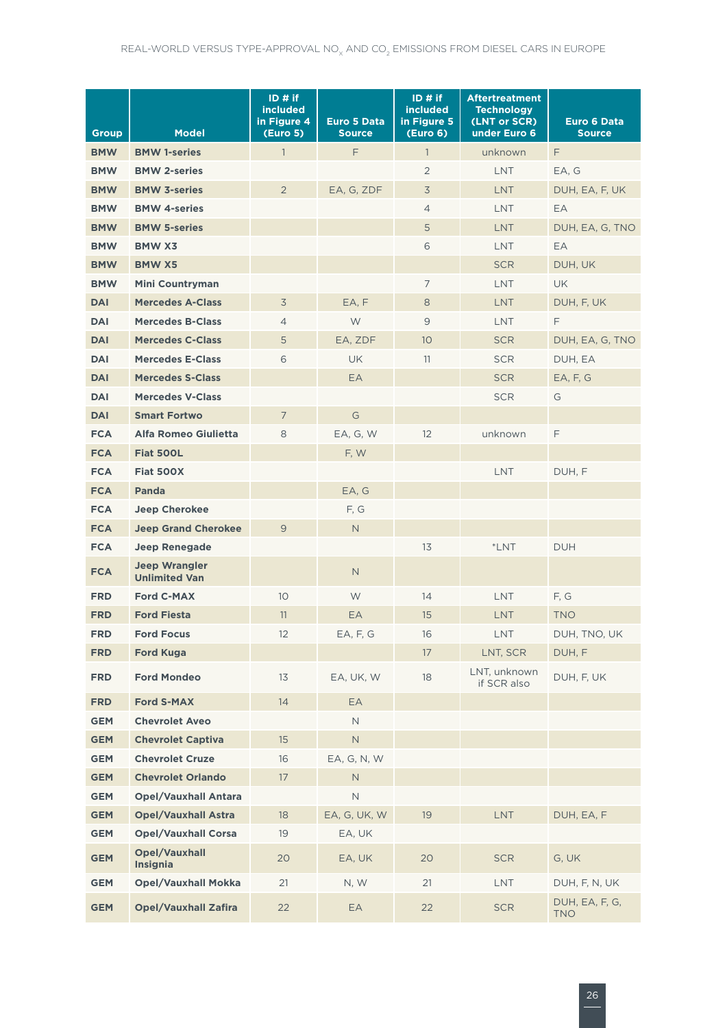| Group | Model | ID # if included in Figure 4 (Euro 5) | Euro 5 Data Source | ID # if included in Figure 5 (Euro 6) | Aftertreatment Technology (LNT or SCR) under Euro 6 | Euro 6 Data Source |
|---|---|---|---|---|---|---|
| BMW | BMW 1-series | 1 | F | 1 | unknown | F |
| BMW | BMW 2-series | | | 2 | LNT | EA, G |
| BMW | BMW 3-series | 2 | EA, G, ZDF | 3 | LNT | DUH, EA, F, UK |
| BMW | BMW 4-series | | | 4 | LNT | EA |
| BMW | BMW 5-series | | | 5 | LNT | DUH, EA, G, TNO |
| BMW | BMW X3 | | | 6 | LNT | EA |
| BMW | BMW X5 | | | | SCR | DUH, UK |
| BMW | Mini Countryman | | | 7 | LNT | UK |
| DAI | Mercedes A-Class | 3 | EA, F | 8 | LNT | DUH, F, UK |
| DAI | Mercedes B-Class | 4 | W | 9 | LNT | F |
| DAI | Mercedes C-Class | 5 | EA, ZDF | 10 | SCR | DUH, EA, G, TNO |
| DAI | Mercedes E-Class | 6 | UK | 11 | SCR | DUH, EA |
| DAI | Mercedes S-Class | | EA | | SCR | EA, F, G |
| DAI | Mercedes V-Class | | | | SCR | G |
| DAI | Smart Fortwo | 7 | G | | | |
| FCA | Alfa Romeo Giulietta | 8 | EA, G, W | 12 | unknown | F |
| FCA | Fiat 500L | | F, W | | | |
| FCA | Fiat 500X | | | | LNT | DUH, F |
| FCA | Panda | | EA, G | | | |
| FCA | Jeep Cherokee | | F, G | | | |
| FCA | Jeep Grand Cherokee | 9 | N | | | |
| FCA | Jeep Renegade | | | 13 | *LNT | DUH |
| FCA | Jeep Wrangler Unlimited Van | | N | | | |
| FRD | Ford C-MAX | 10 | W | 14 | LNT | F, G |
| FRD | Ford Fiesta | 11 | EA | 15 | LNT | TNO |
| FRD | Ford Focus | 12 | EA, F, G | 16 | LNT | DUH, TNO, UK |
| FRD | Ford Kuga | | | 17 | LNT, SCR | DUH, F |
| FRD | Ford Mondeo | 13 | EA, UK, W | 18 | LNT, unknown if SCR also | DUH, F, UK |
| FRD | Ford S-MAX | 14 | EA | | | |
| GEM | Chevrolet Aveo | | N | | | |
| GEM | Chevrolet Captiva | 15 | N | | | |
| GEM | Chevrolet Cruze | 16 | EA, G, N, W | | | |
| GEM | Chevrolet Orlando | 17 | N | | | |
| GEM | Opel/Vauxhall Antara | | N | | | |
| GEM | Opel/Vauxhall Astra | 18 | EA, G, UK, W | 19 | LNT | DUH, EA, F |
| GEM | Opel/Vauxhall Corsa | 19 | EA, UK | | | |
| GEM | Opel/Vauxhall Insignia | 20 | EA, UK | 20 | SCR | G, UK |
| GEM | Opel/Vauxhall Mokka | 21 | N, W | 21 | LNT | DUH, F, N, UK |
| GEM | Opel/Vauxhall Zafira | 22 | EA | 22 | SCR | DUH, EA, F, G, TNO |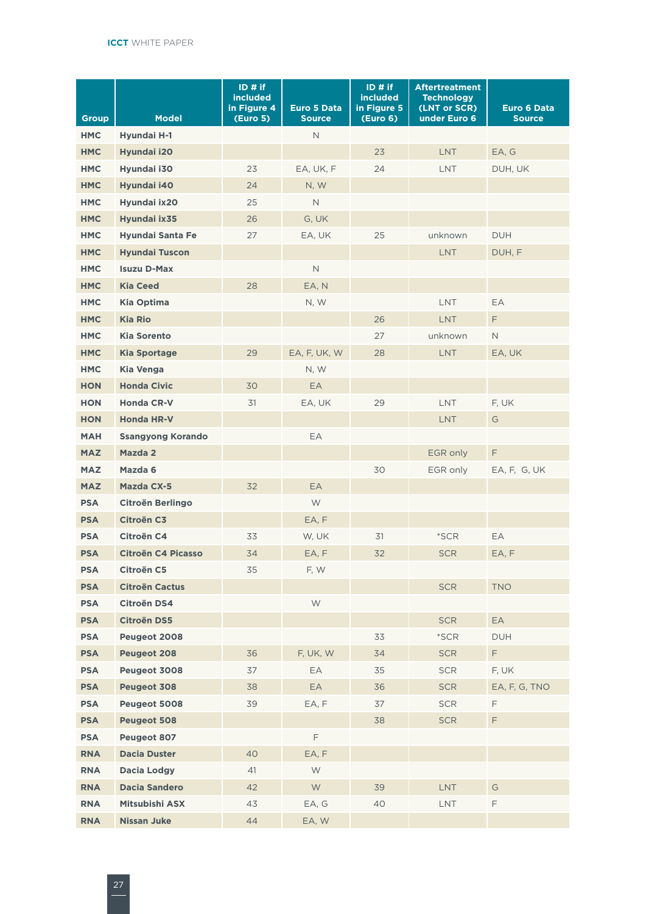| Group | Model | ID # if included in Figure 4 (Euro 5) | Euro 5 Data Source | ID # if included in Figure 5 (Euro 6) | Aftertreatment Technology (LNT or SCR) under Euro 6 | Euro 6 Data Source |
|---|---|---|---|---|---|---|
| HMC | Hyundai H-1 | | N | | | |
| HMC | Hyundai i20 | | | 23 | LNT | EA, G |
| HMC | Hyundai i30 | 23 | EA, UK, F | 24 | LNT | DUH, UK |
| HMC | Hyundai i40 | 24 | N, W | | | |
| HMC | Hyundai ix20 | 25 | N | | | |
| HMC | Hyundai ix35 | 26 | G, UK | | | |
| HMC | Hyundai Santa Fe | 27 | EA, UK | 25 | unknown | DUH |
| HMC | Hyundai Tuscon | | | | LNT | DUH, F |
| HMC | Isuzu D-Max | | N | | | |
| HMC | Kia Ceed | 28 | EA, N | | | |
| HMC | Kia Optima | | N, W | | LNT | EA |
| HMC | Kia Rio | | | 26 | LNT | F |
| HMC | Kia Sorento | | | 27 | unknown | N |
| HMC | Kia Sportage | 29 | EA, F, UK, W | 28 | LNT | EA, UK |
| HMC | Kia Venga | | N, W | | | |
| HON | Honda Civic | 30 | EA | | | |
| HON | Honda CR-V | 31 | EA, UK | 29 | LNT | F, UK |
| HON | Honda HR-V | | | | LNT | G |
| MAH | Ssangyong Korando | | EA | | | |
| MAZ | Mazda 2 | | | | EGR only | F |
| MAZ | Mazda 6 | | | 30 | EGR only | EA, F, G, UK |
| MAZ | Mazda CX-5 | 32 | EA | | | |
| PSA | Citroën Berlingo | | W | | | |
| PSA | Citroën C3 | | EA, F | | | |
| PSA | Citroën C4 | 33 | W, UK | 31 | *SCR | EA |
| PSA | Citroën C4 Picasso | 34 | EA, F | 32 | SCR | EA, F |
| PSA | Citroën C5 | 35 | F, W | | | |
| PSA | Citroën Cactus | | | | SCR | TNO |
| PSA | Citroën DS4 | | W | | | |
| PSA | Citroën DS5 | | | | SCR | EA |
| PSA | Peugeot 2008 | | | 33 | *SCR | DUH |
| PSA | Peugeot 208 | 36 | F, UK, W | 34 | SCR | F |
| PSA | Peugeot 3008 | 37 | EA | 35 | SCR | F, UK |
| PSA | Peugeot 308 | 38 | EA | 36 | SCR | EA, F, G, TNO |
| PSA | Peugeot 5008 | 39 | EA, F | 37 | SCR | F |
| PSA | Peugeot 508 | | | 38 | SCR | F |
| PSA | Peugeot 807 | | F | | | |
| RNA | Dacia Duster | 40 | EA, F | | | |
| RNA | Dacia Lodgy | 41 | W | | | |
| RNA | Dacia Sandero | 42 | W | 39 | LNT | G |
| RNA | Mitsubishi ASX | 43 | EA, G | 40 | LNT | F |
| RNA | Nissan Juke | 44 | EA, W | | | |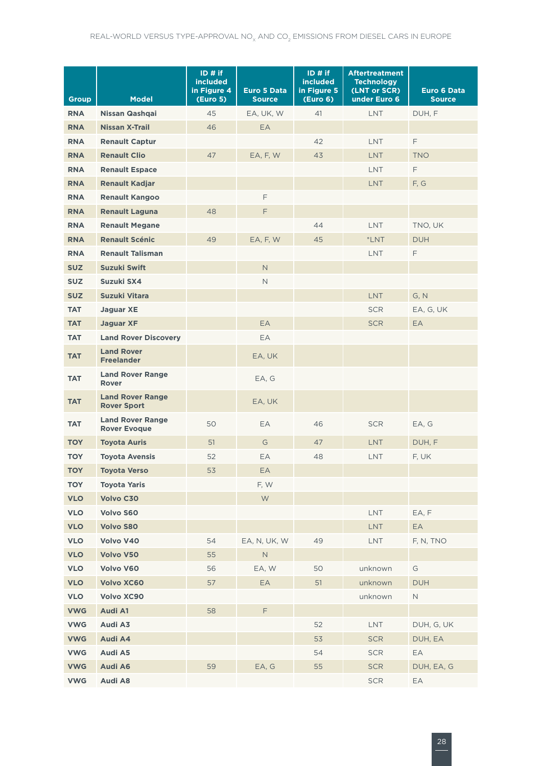| Group | Model | ID # if included in Figure 4 (Euro 5) | Euro 5 Data Source | ID # if included in Figure 5 (Euro 6) | Aftertreatment Technology (LNT or SCR) under Euro 6 | Euro 6 Data Source |
|---|---|---|---|---|---|---|
| RNA | Nissan Qashqai | 45 | EA, UK, W | 41 | LNT | DUH, F |
| RNA | Nissan X-Trail | 46 | EA | | | |
| RNA | Renault Captur | | | 42 | LNT | F |
| RNA | Renault Clio | 47 | EA, F, W | 43 | LNT | TNO |
| RNA | Renault Espace | | | | LNT | F |
| RNA | Renault Kadjar | | | | LNT | F, G |
| RNA | Renault Kangoo | | F | | | |
| RNA | Renault Laguna | 48 | F | | | |
| RNA | Renault Megane | | | 44 | LNT | TNO, UK |
| RNA | Renault Scénic | 49 | EA, F, W | 45 | *LNT | DUH |
| RNA | Renault Talisman | | | | LNT | F |
| SUZ | Suzuki Swift | | N | | | |
| SUZ | Suzuki SX4 | | N | | | |
| SUZ | Suzuki Vitara | | | | LNT | G, N |
| TAT | Jaguar XE | | | | SCR | EA, G, UK |
| TAT | Jaguar XF | | EA | | SCR | EA |
| TAT | Land Rover Discovery | | EA | | | |
| TAT | Land Rover Freelander | | EA, UK | | | |
| TAT | Land Rover Range Rover | | EA, G | | | |
| TAT | Land Rover Range Rover Sport | | EA, UK | | | |
| TAT | Land Rover Range Rover Evoque | 50 | EA | 46 | SCR | EA, G |
| TOY | Toyota Auris | 51 | G | 47 | LNT | DUH, F |
| TOY | Toyota Avensis | 52 | EA | 48 | LNT | F, UK |
| TOY | Toyota Verso | 53 | EA | | | |
| TOY | Toyota Yaris | | F, W | | | |
| VLO | Volvo C30 | | W | | | |
| VLO | Volvo S60 | | | | LNT | EA, F |
| VLO | Volvo S80 | | | | LNT | EA |
| VLO | Volvo V40 | 54 | EA, N, UK, W | 49 | LNT | F, N, TNO |
| VLO | Volvo V50 | 55 | N | | | |
| VLO | Volvo V60 | 56 | EA, W | 50 | unknown | G |
| VLO | Volvo XC60 | 57 | EA | 51 | unknown | DUH |
| VLO | Volvo XC90 | | | | unknown | N |
| VWG | Audi A1 | 58 | F | | | |
| VWG | Audi A3 | | | 52 | LNT | DUH, G, UK |
| VWG | Audi A4 | | | 53 | SCR | DUH, EA |
| VWG | Audi A5 | | | 54 | SCR | EA |
| VWG | Audi A6 | 59 | EA, G | 55 | SCR | DUH, EA, G |
| VWG | Audi A8 | | | | SCR | EA |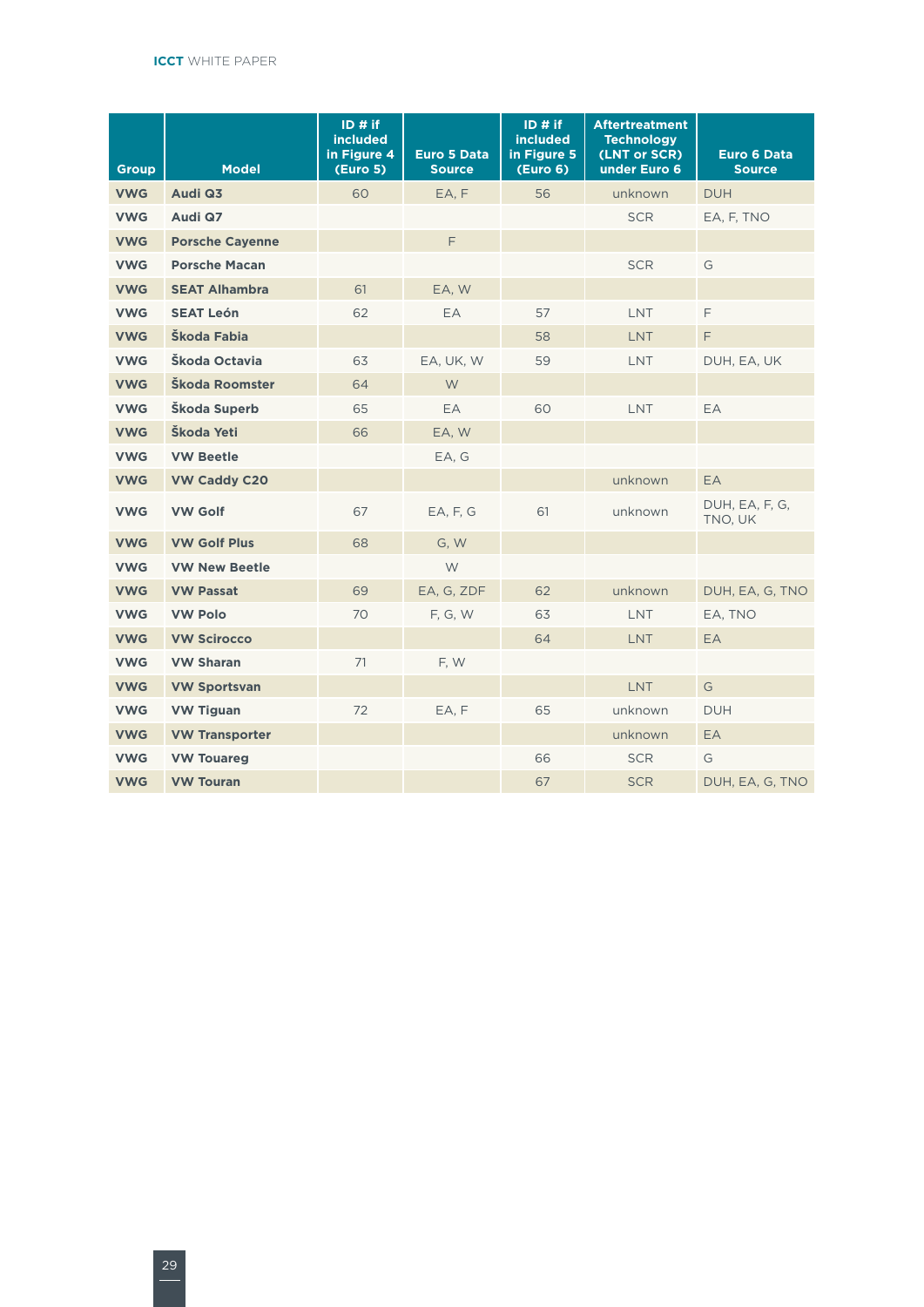| Group | Model | ID # if included in Figure 4 (Euro 5) | Euro 5 Data Source | ID # if included in Figure 5 (Euro 6) | Aftertreatment Technology (LNT or SCR) under Euro 6 | Euro 6 Data Source |
|---|---|---|---|---|---|---|
| VWG | Audi Q3 | 60 | EA, F | 56 | unknown | DUH |
| VWG | Audi Q7 | | | | SCR | EA, F, TNO |
| VWG | Porsche Cayenne | | F | | | |
| VWG | Porsche Macan | | | | SCR | G |
| VWG | SEAT Alhambra | 61 | EA, W | | | |
| VWG | SEAT León | 62 | EA | 57 | LNT | F |
| VWG | Škoda Fabia | | | 58 | LNT | F |
| VWG | Škoda Octavia | 63 | EA, UK, W | 59 | LNT | DUH, EA, UK |
| VWG | Škoda Roomster | 64 | W | | | |
| VWG | Škoda Superb | 65 | EA | 60 | LNT | EA |
| VWG | Škoda Yeti | 66 | EA, W | | | |
| VWG | VW Beetle | | EA, G | | | |
| VWG | VW Caddy C20 | | | | unknown | EA |
| VWG | VW Golf | 67 | EA, F, G | 61 | unknown | DUH, EA, F, G, TNO, UK |
| VWG | VW Golf Plus | 68 | G, W | | | |
| VWG | VW New Beetle | | W | | | |
| VWG | VW Passat | 69 | EA, G, ZDF | 62 | unknown | DUH, EA, G, TNO |
| VWG | VW Polo | 70 | F, G, W | 63 | LNT | EA, TNO |
| VWG | VW Scirocco | | | 64 | LNT | EA |
| VWG | VW Sharan | 71 | F, W | | | |
| VWG | VW Sportsvan | | | | LNT | G |
| VWG | VW Tiguan | 72 | EA, F | 65 | unknown | DUH |
| VWG | VW Transporter | | | | unknown | EA |
| VWG | VW Touareg | | | 66 | SCR | G |
| VWG | VW Touran | | | 67 | SCR | DUH, EA, G, TNO |